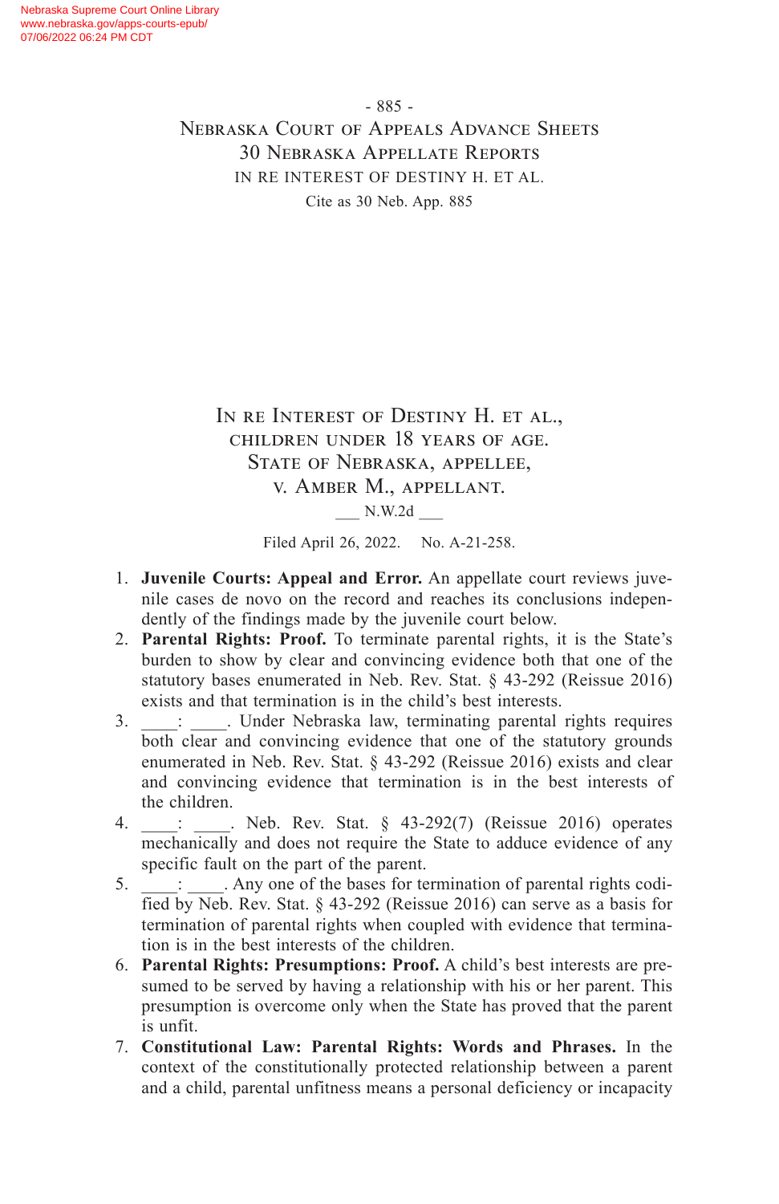# In re Interest of Destiny H. et al., children under 18 years of age.

## State of Nebraska, appellee, v. Amber M., appellant.

___ N.W.2d ___

Filed April 26, 2022. No. A-21-258.

1. **Juvenile Courts: Appeal and Error.** An appellate court reviews juvenile cases de novo on the record and reaches its conclusions independently of the findings made by the juvenile court below.
2. **Parental Rights: Proof.** To terminate parental rights, it is the State's burden to show by clear and convincing evidence both that one of the statutory bases enumerated in Neb. Rev. Stat. § 43-292 (Reissue 2016) exists and that termination is in the child's best interests.
3. ____: ____. Under Nebraska law, terminating parental rights requires both clear and convincing evidence that one of the statutory grounds enumerated in Neb. Rev. Stat. § 43-292 (Reissue 2016) exists and clear and convincing evidence that termination is in the best interests of the children.
4. ____: ____. Neb. Rev. Stat. § 43-292(7) (Reissue 2016) operates mechanically and does not require the State to adduce evidence of any specific fault on the part of the parent.
5. ____: ____. Any one of the bases for termination of parental rights codified by Neb. Rev. Stat. § 43-292 (Reissue 2016) can serve as a basis for termination of parental rights when coupled with evidence that termination is in the best interests of the children.
6. **Parental Rights: Presumptions: Proof.** A child's best interests are presumed to be served by having a relationship with his or her parent. This presumption is overcome only when the State has proved that the parent is unfit.
7. **Constitutional Law: Parental Rights: Words and Phrases.** In the context of the constitutionally protected relationship between a parent and a child, parental unfitness means a personal deficiency or incapacity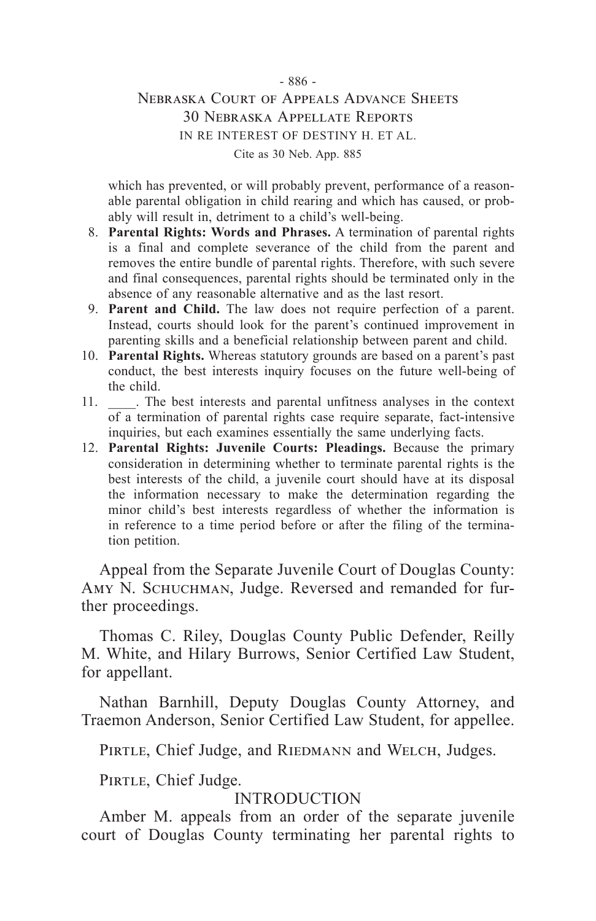which has prevented, or will probably prevent, performance of a reasonable parental obligation in child rearing and which has caused, or probably will result in, detriment to a child's well-being.

8. **Parental Rights: Words and Phrases.** A termination of parental rights is a final and complete severance of the child from the parent and removes the entire bundle of parental rights. Therefore, with such severe and final consequences, parental rights should be terminated only in the absence of any reasonable alternative and as the last resort.
9. **Parent and Child.** The law does not require perfection of a parent. Instead, courts should look for the parent's continued improvement in parenting skills and a beneficial relationship between parent and child.
10. **Parental Rights.** Whereas statutory grounds are based on a parent's past conduct, the best interests inquiry focuses on the future well-being of the child.
11. \_\_\_\_. The best interests and parental unfitness analyses in the context of a termination of parental rights case require separate, fact-intensive inquiries, but each examines essentially the same underlying facts.
12. **Parental Rights: Juvenile Courts: Pleadings.** Because the primary consideration in determining whether to terminate parental rights is the best interests of the child, a juvenile court should have at its disposal the information necessary to make the determination regarding the minor child's best interests regardless of whether the information is in reference to a time period before or after the filing of the termination petition.

Appeal from the Separate Juvenile Court of Douglas County: Amy N. Schuchman, Judge. Reversed and remanded for further proceedings.

Thomas C. Riley, Douglas County Public Defender, Reilly M. White, and Hilary Burrows, Senior Certified Law Student, for appellant.

Nathan Barnhill, Deputy Douglas County Attorney, and Traemon Anderson, Senior Certified Law Student, for appellee.

Pirtle, Chief Judge, and Riedmann and Welch, Judges.

Pirtle, Chief Judge.

## INTRODUCTION

Amber M. appeals from an order of the separate juvenile court of Douglas County terminating her parental rights to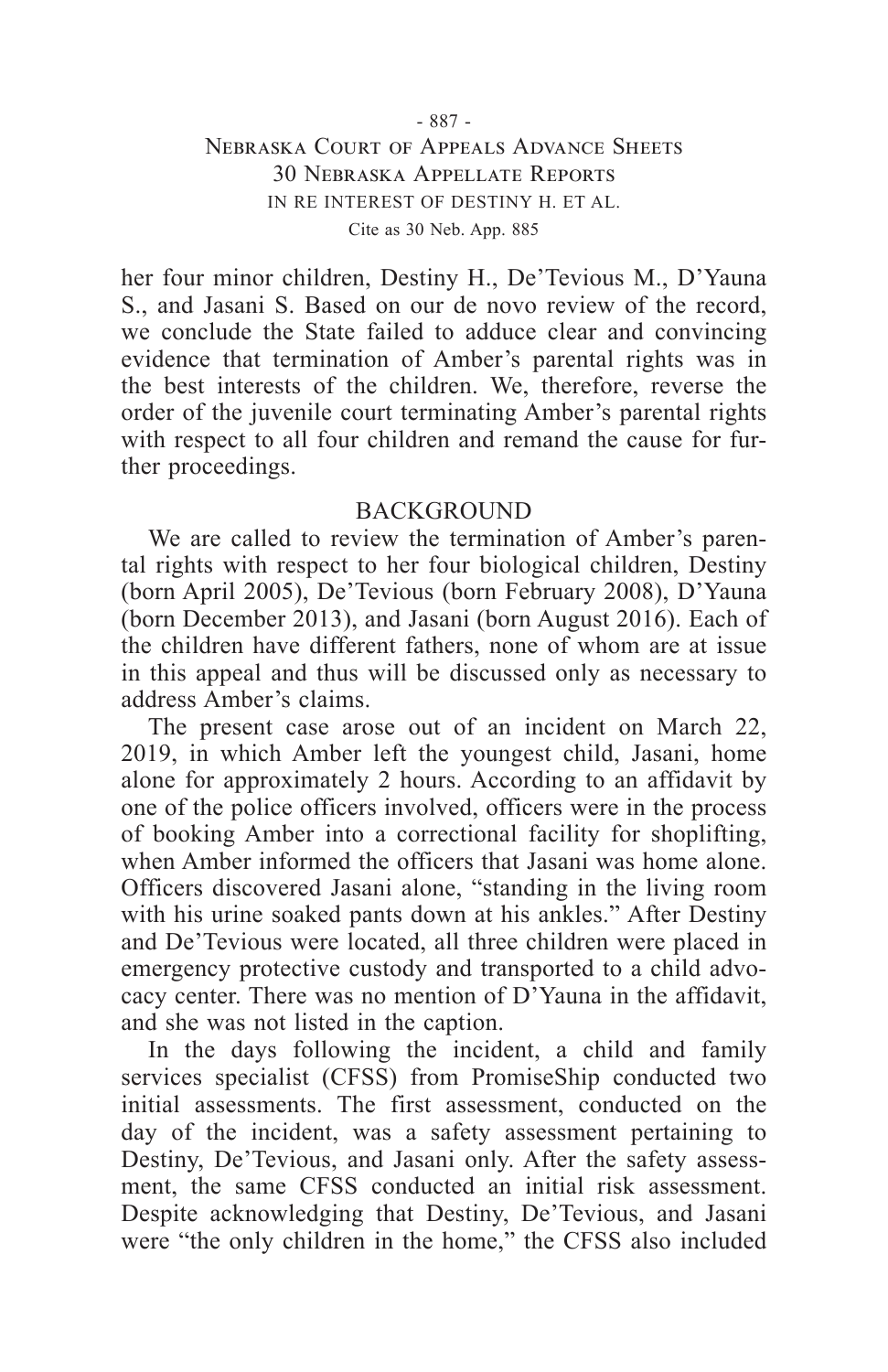her four minor children, Destiny H., De'Tevious M., D'Yauna S., and Jasani S. Based on our de novo review of the record, we conclude the State failed to adduce clear and convincing evidence that termination of Amber's parental rights was in the best interests of the children. We, therefore, reverse the order of the juvenile court terminating Amber's parental rights with respect to all four children and remand the cause for further proceedings.

## BACKGROUND

We are called to review the termination of Amber's parental rights with respect to her four biological children, Destiny (born April 2005), De'Tevious (born February 2008), D'Yauna (born December 2013), and Jasani (born August 2016). Each of the children have different fathers, none of whom are at issue in this appeal and thus will be discussed only as necessary to address Amber's claims.

The present case arose out of an incident on March 22, 2019, in which Amber left the youngest child, Jasani, home alone for approximately 2 hours. According to an affidavit by one of the police officers involved, officers were in the process of booking Amber into a correctional facility for shoplifting, when Amber informed the officers that Jasani was home alone. Officers discovered Jasani alone, "standing in the living room with his urine soaked pants down at his ankles." After Destiny and De'Tevious were located, all three children were placed in emergency protective custody and transported to a child advocacy center. There was no mention of D'Yauna in the affidavit, and she was not listed in the caption.

In the days following the incident, a child and family services specialist (CFSS) from PromiseShip conducted two initial assessments. The first assessment, conducted on the day of the incident, was a safety assessment pertaining to Destiny, De'Tevious, and Jasani only. After the safety assessment, the same CFSS conducted an initial risk assessment. Despite acknowledging that Destiny, De'Tevious, and Jasani were "the only children in the home," the CFSS also included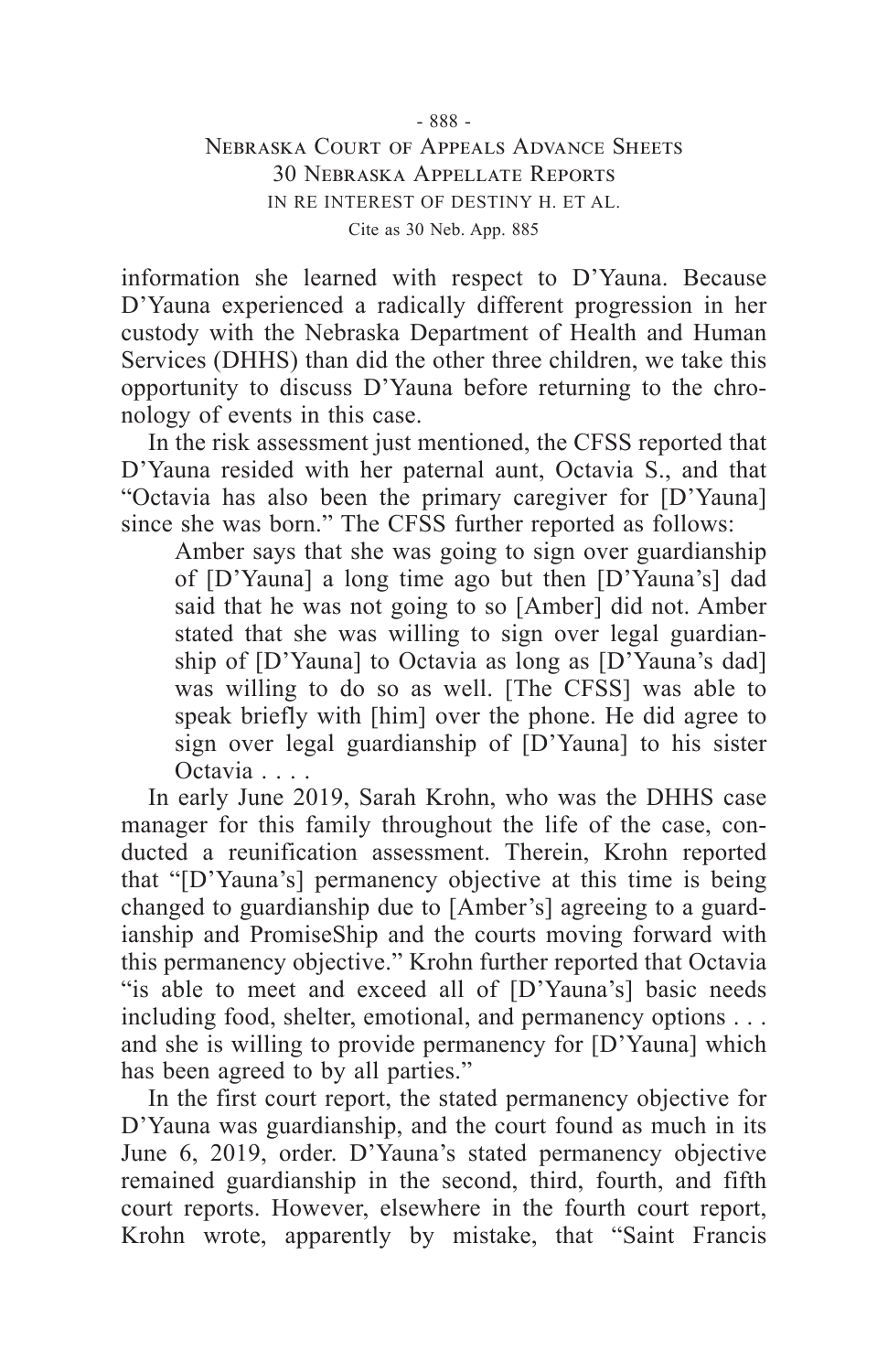information she learned with respect to D'Yauna. Because D'Yauna experienced a radically different progression in her custody with the Nebraska Department of Health and Human Services (DHHS) than did the other three children, we take this opportunity to discuss D'Yauna before returning to the chronology of events in this case.

In the risk assessment just mentioned, the CFSS reported that D'Yauna resided with her paternal aunt, Octavia S., and that "Octavia has also been the primary caregiver for [D'Yauna] since she was born." The CFSS further reported as follows:

> Amber says that she was going to sign over guardianship of [D'Yauna] a long time ago but then [D'Yauna's] dad said that he was not going to so [Amber] did not. Amber stated that she was willing to sign over legal guardianship of [D'Yauna] to Octavia as long as [D'Yauna's dad] was willing to do so as well. [The CFSS] was able to speak briefly with [him] over the phone. He did agree to sign over legal guardianship of [D'Yauna] to his sister Octavia . . . .

In early June 2019, Sarah Krohn, who was the DHHS case manager for this family throughout the life of the case, conducted a reunification assessment. Therein, Krohn reported that "[D'Yauna's] permanency objective at this time is being changed to guardianship due to [Amber's] agreeing to a guardianship and PromiseShip and the courts moving forward with this permanency objective." Krohn further reported that Octavia "is able to meet and exceed all of [D'Yauna's] basic needs including food, shelter, emotional, and permanency options . . . and she is willing to provide permanency for [D'Yauna] which has been agreed to by all parties."

In the first court report, the stated permanency objective for D'Yauna was guardianship, and the court found as much in its June 6, 2019, order. D'Yauna's stated permanency objective remained guardianship in the second, third, fourth, and fifth court reports. However, elsewhere in the fourth court report, Krohn wrote, apparently by mistake, that "Saint Francis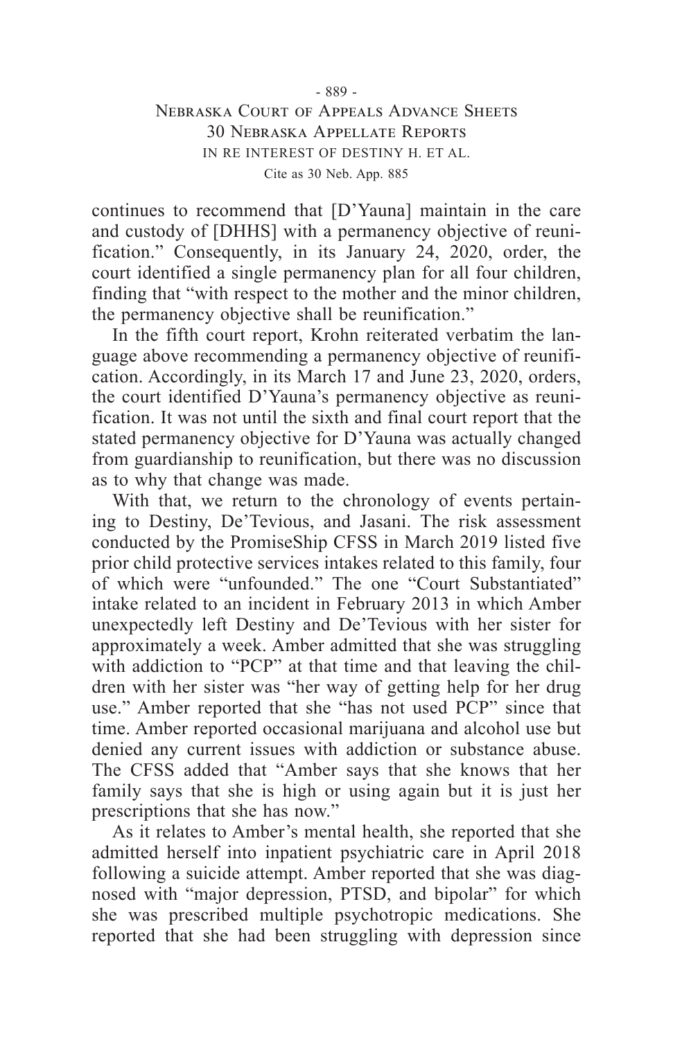continues to recommend that [D'Yauna] maintain in the care and custody of [DHHS] with a permanency objective of reunification." Consequently, in its January 24, 2020, order, the court identified a single permanency plan for all four children, finding that "with respect to the mother and the minor children, the permanency objective shall be reunification."

In the fifth court report, Krohn reiterated verbatim the language above recommending a permanency objective of reunification. Accordingly, in its March 17 and June 23, 2020, orders, the court identified D'Yauna's permanency objective as reunification. It was not until the sixth and final court report that the stated permanency objective for D'Yauna was actually changed from guardianship to reunification, but there was no discussion as to why that change was made.

With that, we return to the chronology of events pertaining to Destiny, De'Tevious, and Jasani. The risk assessment conducted by the PromiseShip CFSS in March 2019 listed five prior child protective services intakes related to this family, four of which were "unfounded." The one "Court Substantiated" intake related to an incident in February 2013 in which Amber unexpectedly left Destiny and De'Tevious with her sister for approximately a week. Amber admitted that she was struggling with addiction to "PCP" at that time and that leaving the children with her sister was "her way of getting help for her drug use." Amber reported that she "has not used PCP" since that time. Amber reported occasional marijuana and alcohol use but denied any current issues with addiction or substance abuse. The CFSS added that "Amber says that she knows that her family says that she is high or using again but it is just her prescriptions that she has now."

As it relates to Amber's mental health, she reported that she admitted herself into inpatient psychiatric care in April 2018 following a suicide attempt. Amber reported that she was diagnosed with "major depression, PTSD, and bipolar" for which she was prescribed multiple psychotropic medications. She reported that she had been struggling with depression since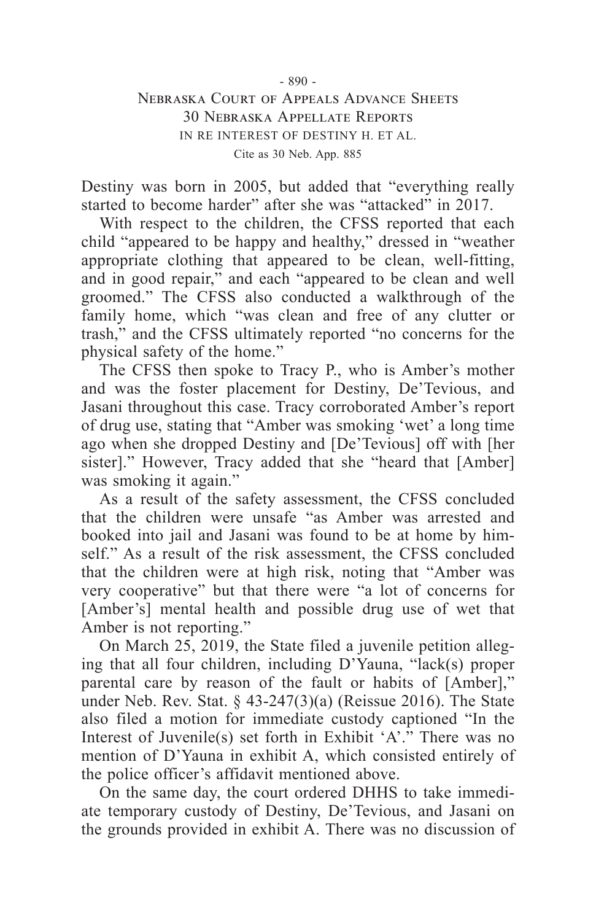Destiny was born in 2005, but added that "everything really started to become harder" after she was "attacked" in 2017.

With respect to the children, the CFSS reported that each child "appeared to be happy and healthy," dressed in "weather appropriate clothing that appeared to be clean, well-fitting, and in good repair," and each "appeared to be clean and well groomed." The CFSS also conducted a walkthrough of the family home, which "was clean and free of any clutter or trash," and the CFSS ultimately reported "no concerns for the physical safety of the home."

The CFSS then spoke to Tracy P., who is Amber's mother and was the foster placement for Destiny, De'Tevious, and Jasani throughout this case. Tracy corroborated Amber's report of drug use, stating that "Amber was smoking 'wet' a long time ago when she dropped Destiny and [De'Tevious] off with [her sister]." However, Tracy added that she "heard that [Amber] was smoking it again."

As a result of the safety assessment, the CFSS concluded that the children were unsafe "as Amber was arrested and booked into jail and Jasani was found to be at home by himself." As a result of the risk assessment, the CFSS concluded that the children were at high risk, noting that "Amber was very cooperative" but that there were "a lot of concerns for [Amber's] mental health and possible drug use of wet that Amber is not reporting."

On March 25, 2019, the State filed a juvenile petition alleging that all four children, including D'Yauna, "lack(s) proper parental care by reason of the fault or habits of [Amber]," under Neb. Rev. Stat. § 43-247(3)(a) (Reissue 2016). The State also filed a motion for immediate custody captioned "In the Interest of Juvenile(s) set forth in Exhibit 'A'." There was no mention of D'Yauna in exhibit A, which consisted entirely of the police officer's affidavit mentioned above.

On the same day, the court ordered DHHS to take immediate temporary custody of Destiny, De'Tevious, and Jasani on the grounds provided in exhibit A. There was no discussion of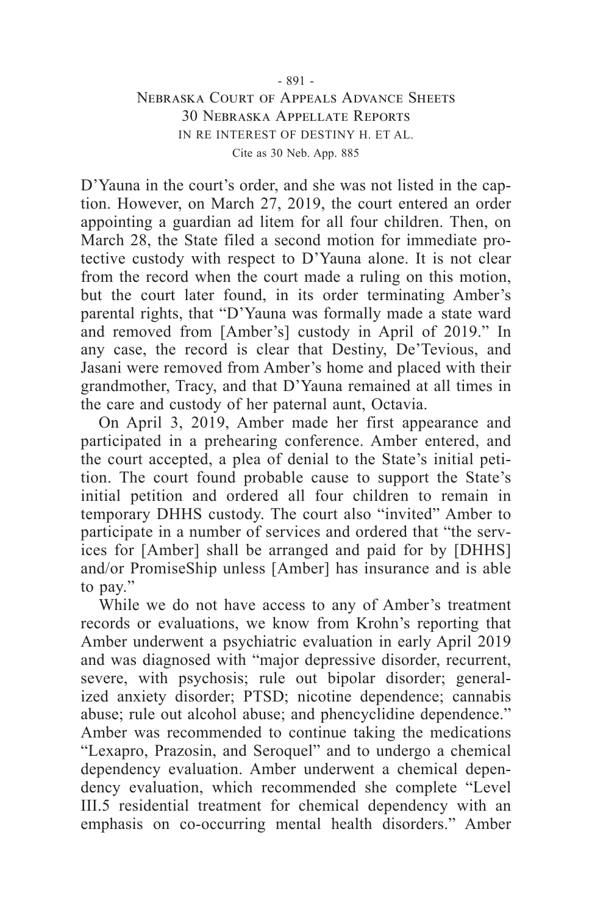D'Yauna in the court's order, and she was not listed in the caption. However, on March 27, 2019, the court entered an order appointing a guardian ad litem for all four children. Then, on March 28, the State filed a second motion for immediate protective custody with respect to D'Yauna alone. It is not clear from the record when the court made a ruling on this motion, but the court later found, in its order terminating Amber's parental rights, that "D'Yauna was formally made a state ward and removed from [Amber's] custody in April of 2019." In any case, the record is clear that Destiny, De'Tevious, and Jasani were removed from Amber's home and placed with their grandmother, Tracy, and that D'Yauna remained at all times in the care and custody of her paternal aunt, Octavia.

On April 3, 2019, Amber made her first appearance and participated in a prehearing conference. Amber entered, and the court accepted, a plea of denial to the State's initial petition. The court found probable cause to support the State's initial petition and ordered all four children to remain in temporary DHHS custody. The court also "invited" Amber to participate in a number of services and ordered that "the services for [Amber] shall be arranged and paid for by [DHHS] and/or PromiseShip unless [Amber] has insurance and is able to pay."

While we do not have access to any of Amber's treatment records or evaluations, we know from Krohn's reporting that Amber underwent a psychiatric evaluation in early April 2019 and was diagnosed with "major depressive disorder, recurrent, severe, with psychosis; rule out bipolar disorder; generalized anxiety disorder; PTSD; nicotine dependence; cannabis abuse; rule out alcohol abuse; and phencyclidine dependence." Amber was recommended to continue taking the medications "Lexapro, Prazosin, and Seroquel" and to undergo a chemical dependency evaluation. Amber underwent a chemical dependency evaluation, which recommended she complete "Level III.5 residential treatment for chemical dependency with an emphasis on co-occurring mental health disorders." Amber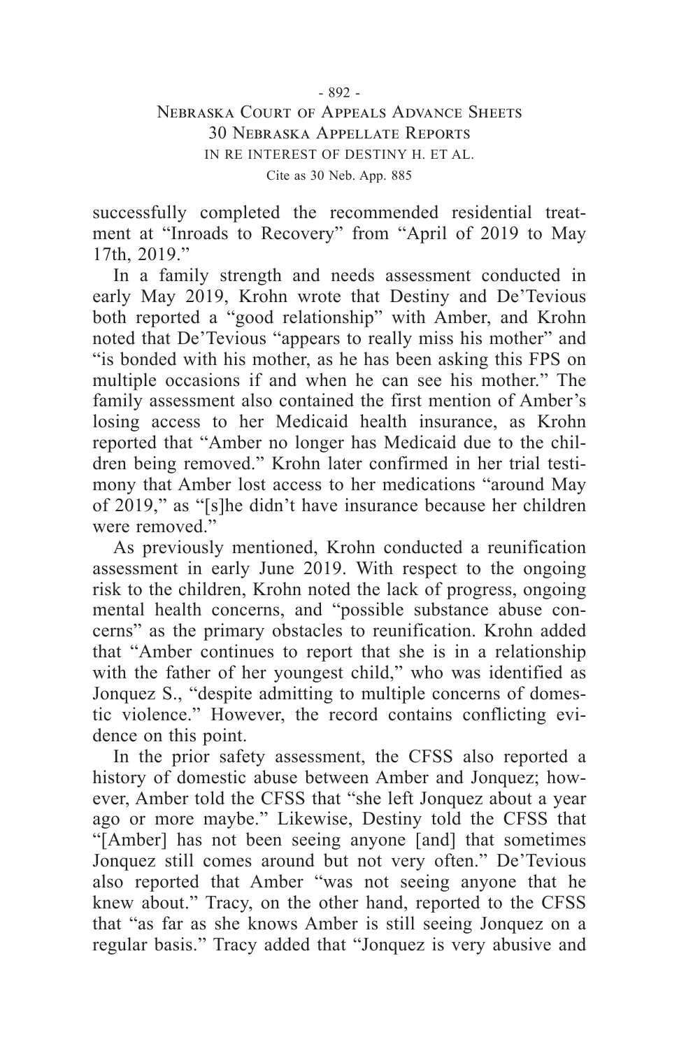successfully completed the recommended residential treatment at "Inroads to Recovery" from "April of 2019 to May 17th, 2019."

In a family strength and needs assessment conducted in early May 2019, Krohn wrote that Destiny and De'Tevious both reported a "good relationship" with Amber, and Krohn noted that De'Tevious "appears to really miss his mother" and "is bonded with his mother, as he has been asking this FPS on multiple occasions if and when he can see his mother." The family assessment also contained the first mention of Amber's losing access to her Medicaid health insurance, as Krohn reported that "Amber no longer has Medicaid due to the children being removed." Krohn later confirmed in her trial testimony that Amber lost access to her medications "around May of 2019," as "[s]he didn't have insurance because her children were removed."

As previously mentioned, Krohn conducted a reunification assessment in early June 2019. With respect to the ongoing risk to the children, Krohn noted the lack of progress, ongoing mental health concerns, and "possible substance abuse concerns" as the primary obstacles to reunification. Krohn added that "Amber continues to report that she is in a relationship with the father of her youngest child," who was identified as Jonquez S., "despite admitting to multiple concerns of domestic violence." However, the record contains conflicting evidence on this point.

In the prior safety assessment, the CFSS also reported a history of domestic abuse between Amber and Jonquez; however, Amber told the CFSS that "she left Jonquez about a year ago or more maybe." Likewise, Destiny told the CFSS that "[Amber] has not been seeing anyone [and] that sometimes Jonquez still comes around but not very often." De'Tevious also reported that Amber "was not seeing anyone that he knew about." Tracy, on the other hand, reported to the CFSS that "as far as she knows Amber is still seeing Jonquez on a regular basis." Tracy added that "Jonquez is very abusive and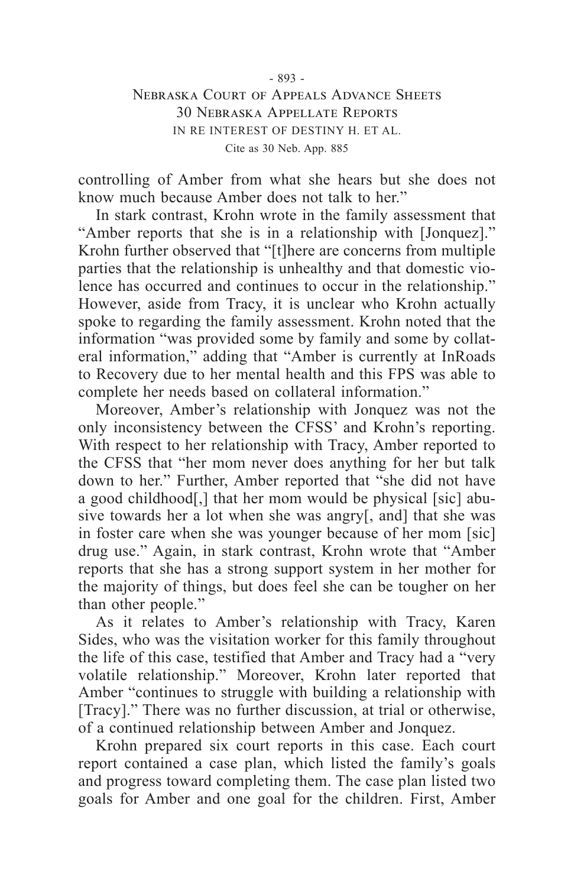controlling of Amber from what she hears but she does not know much because Amber does not talk to her."

In stark contrast, Krohn wrote in the family assessment that "Amber reports that she is in a relationship with [Jonquez]." Krohn further observed that "[t]here are concerns from multiple parties that the relationship is unhealthy and that domestic violence has occurred and continues to occur in the relationship." However, aside from Tracy, it is unclear who Krohn actually spoke to regarding the family assessment. Krohn noted that the information "was provided some by family and some by collateral information," adding that "Amber is currently at InRoads to Recovery due to her mental health and this FPS was able to complete her needs based on collateral information."

Moreover, Amber's relationship with Jonquez was not the only inconsistency between the CFSS' and Krohn's reporting. With respect to her relationship with Tracy, Amber reported to the CFSS that "her mom never does anything for her but talk down to her." Further, Amber reported that "she did not have a good childhood[,] that her mom would be physical [sic] abusive towards her a lot when she was angry[, and] that she was in foster care when she was younger because of her mom [sic] drug use." Again, in stark contrast, Krohn wrote that "Amber reports that she has a strong support system in her mother for the majority of things, but does feel she can be tougher on her than other people."

As it relates to Amber's relationship with Tracy, Karen Sides, who was the visitation worker for this family throughout the life of this case, testified that Amber and Tracy had a "very volatile relationship." Moreover, Krohn later reported that Amber "continues to struggle with building a relationship with [Tracy]." There was no further discussion, at trial or otherwise, of a continued relationship between Amber and Jonquez.

Krohn prepared six court reports in this case. Each court report contained a case plan, which listed the family's goals and progress toward completing them. The case plan listed two goals for Amber and one goal for the children. First, Amber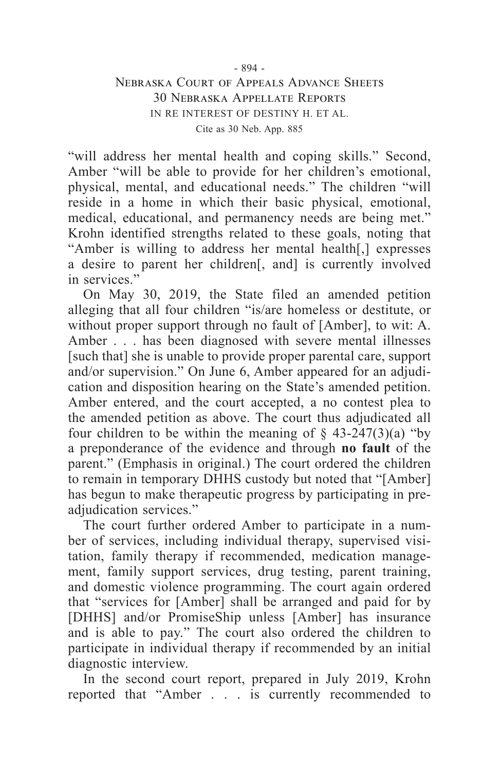"will address her mental health and coping skills." Second, Amber "will be able to provide for her children's emotional, physical, mental, and educational needs." The children "will reside in a home in which their basic physical, emotional, medical, educational, and permanency needs are being met." Krohn identified strengths related to these goals, noting that "Amber is willing to address her mental health[,] expresses a desire to parent her children[, and] is currently involved in services."

On May 30, 2019, the State filed an amended petition alleging that all four children "is/are homeless or destitute, or without proper support through no fault of [Amber], to wit: A. Amber . . . has been diagnosed with severe mental illnesses [such that] she is unable to provide proper parental care, support and/or supervision." On June 6, Amber appeared for an adjudication and disposition hearing on the State's amended petition. Amber entered, and the court accepted, a no contest plea to the amended petition as above. The court thus adjudicated all four children to be within the meaning of § 43-247(3)(a) "by a preponderance of the evidence and through **no fault** of the parent." (Emphasis in original.) The court ordered the children to remain in temporary DHHS custody but noted that "[Amber] has begun to make therapeutic progress by participating in pre-adjudication services."

The court further ordered Amber to participate in a number of services, including individual therapy, supervised visitation, family therapy if recommended, medication management, family support services, drug testing, parent training, and domestic violence programming. The court again ordered that "services for [Amber] shall be arranged and paid for by [DHHS] and/or PromiseShip unless [Amber] has insurance and is able to pay." The court also ordered the children to participate in individual therapy if recommended by an initial diagnostic interview.

In the second court report, prepared in July 2019, Krohn reported that "Amber . . . is currently recommended to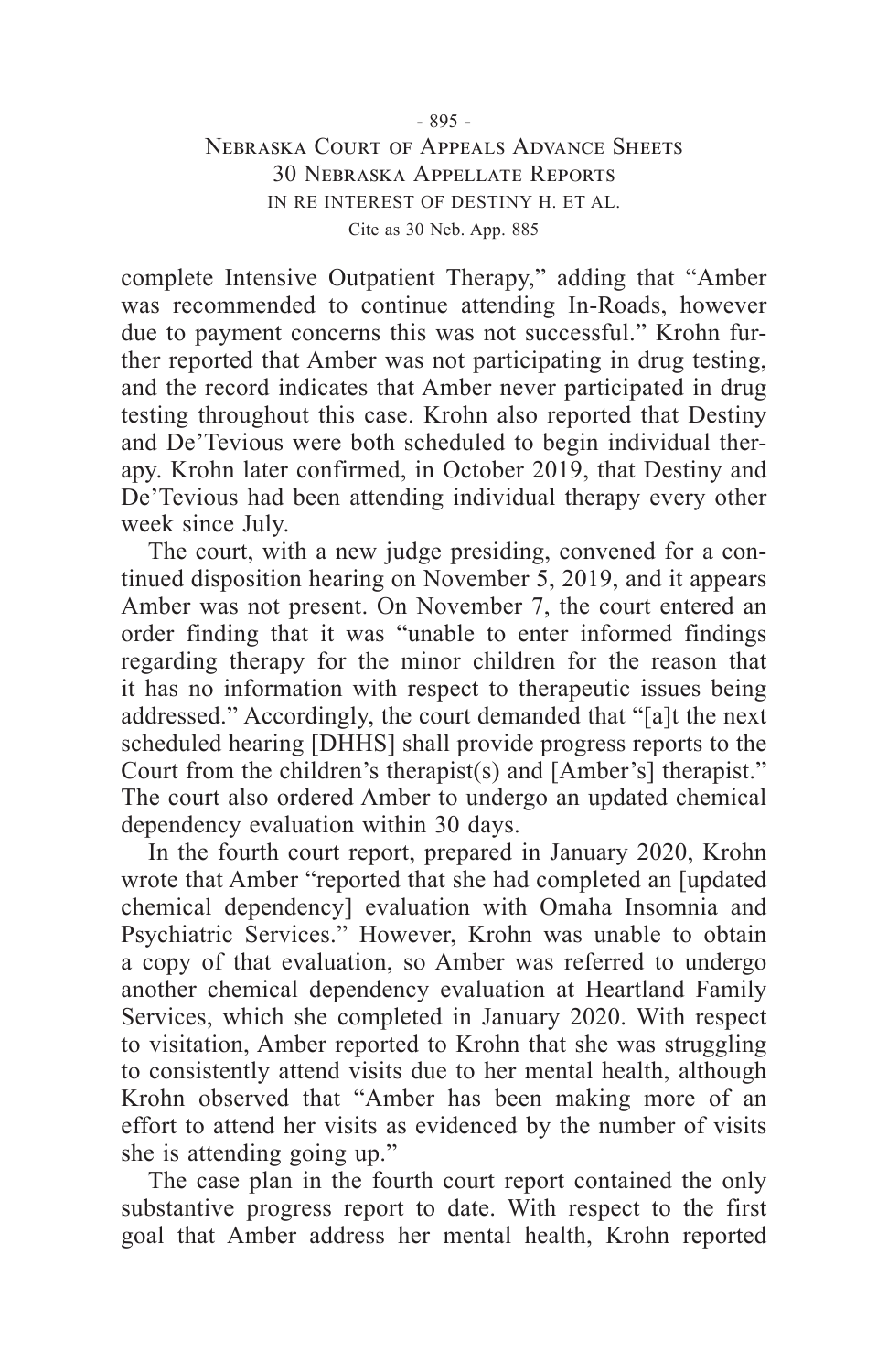complete Intensive Outpatient Therapy," adding that "Amber was recommended to continue attending In-Roads, however due to payment concerns this was not successful." Krohn further reported that Amber was not participating in drug testing, and the record indicates that Amber never participated in drug testing throughout this case. Krohn also reported that Destiny and De'Tevious were both scheduled to begin individual therapy. Krohn later confirmed, in October 2019, that Destiny and De'Tevious had been attending individual therapy every other week since July.

The court, with a new judge presiding, convened for a continued disposition hearing on November 5, 2019, and it appears Amber was not present. On November 7, the court entered an order finding that it was "unable to enter informed findings regarding therapy for the minor children for the reason that it has no information with respect to therapeutic issues being addressed." Accordingly, the court demanded that "[a]t the next scheduled hearing [DHHS] shall provide progress reports to the Court from the children's therapist(s) and [Amber's] therapist." The court also ordered Amber to undergo an updated chemical dependency evaluation within 30 days.

In the fourth court report, prepared in January 2020, Krohn wrote that Amber "reported that she had completed an [updated chemical dependency] evaluation with Omaha Insomnia and Psychiatric Services." However, Krohn was unable to obtain a copy of that evaluation, so Amber was referred to undergo another chemical dependency evaluation at Heartland Family Services, which she completed in January 2020. With respect to visitation, Amber reported to Krohn that she was struggling to consistently attend visits due to her mental health, although Krohn observed that "Amber has been making more of an effort to attend her visits as evidenced by the number of visits she is attending going up."

The case plan in the fourth court report contained the only substantive progress report to date. With respect to the first goal that Amber address her mental health, Krohn reported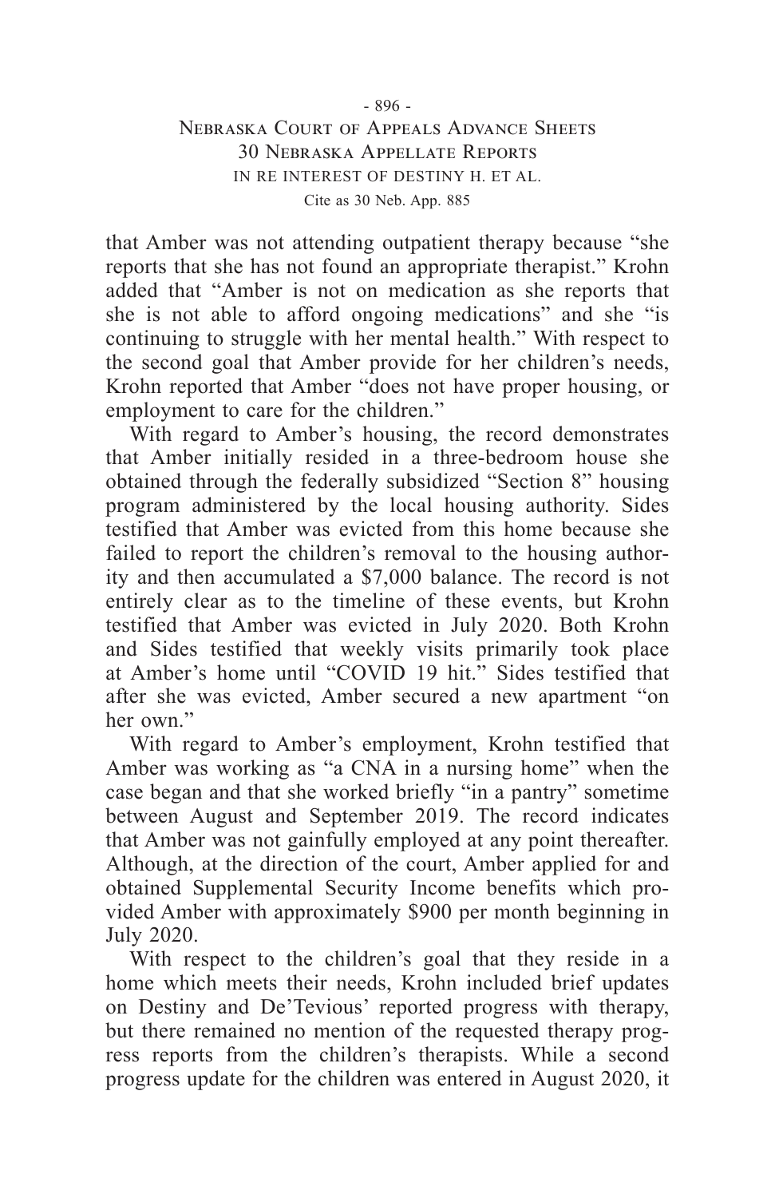that Amber was not attending outpatient therapy because "she reports that she has not found an appropriate therapist." Krohn added that "Amber is not on medication as she reports that she is not able to afford ongoing medications" and she "is continuing to struggle with her mental health." With respect to the second goal that Amber provide for her children's needs, Krohn reported that Amber "does not have proper housing, or employment to care for the children."

With regard to Amber's housing, the record demonstrates that Amber initially resided in a three-bedroom house she obtained through the federally subsidized "Section 8" housing program administered by the local housing authority. Sides testified that Amber was evicted from this home because she failed to report the children's removal to the housing authority and then accumulated a $7,000 balance. The record is not entirely clear as to the timeline of these events, but Krohn testified that Amber was evicted in July 2020. Both Krohn and Sides testified that weekly visits primarily took place at Amber's home until "COVID 19 hit." Sides testified that after she was evicted, Amber secured a new apartment "on her own."

With regard to Amber's employment, Krohn testified that Amber was working as "a CNA in a nursing home" when the case began and that she worked briefly "in a pantry" sometime between August and September 2019. The record indicates that Amber was not gainfully employed at any point thereafter. Although, at the direction of the court, Amber applied for and obtained Supplemental Security Income benefits which provided Amber with approximately $900 per month beginning in July 2020.

With respect to the children's goal that they reside in a home which meets their needs, Krohn included brief updates on Destiny and De'Tevious' reported progress with therapy, but there remained no mention of the requested therapy progress reports from the children's therapists. While a second progress update for the children was entered in August 2020, it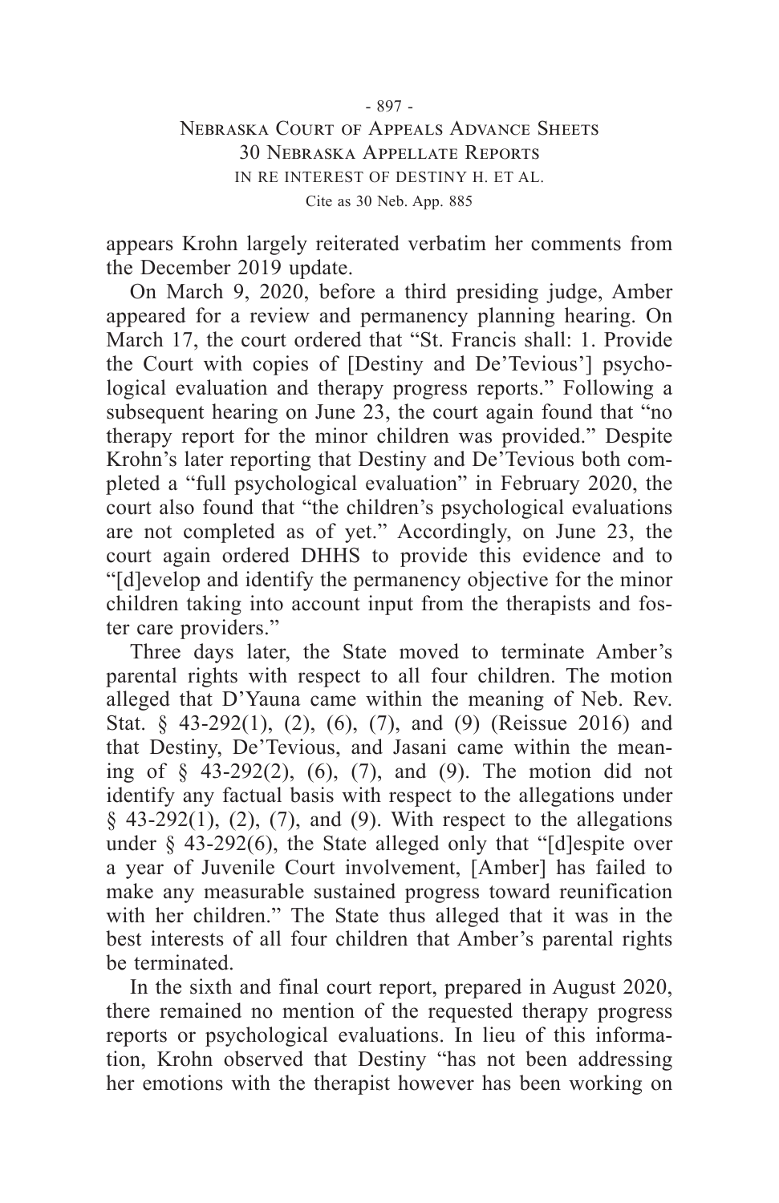appears Krohn largely reiterated verbatim her comments from the December 2019 update.

On March 9, 2020, before a third presiding judge, Amber appeared for a review and permanency planning hearing. On March 17, the court ordered that "St. Francis shall: 1. Provide the Court with copies of [Destiny and De'Tevious'] psychological evaluation and therapy progress reports." Following a subsequent hearing on June 23, the court again found that "no therapy report for the minor children was provided." Despite Krohn's later reporting that Destiny and De'Tevious both completed a "full psychological evaluation" in February 2020, the court also found that "the children's psychological evaluations are not completed as of yet." Accordingly, on June 23, the court again ordered DHHS to provide this evidence and to "[d]evelop and identify the permanency objective for the minor children taking into account input from the therapists and foster care providers."

Three days later, the State moved to terminate Amber's parental rights with respect to all four children. The motion alleged that D'Yauna came within the meaning of Neb. Rev. Stat. § 43-292(1), (2), (6), (7), and (9) (Reissue 2016) and that Destiny, De'Tevious, and Jasani came within the meaning of § 43-292(2), (6), (7), and (9). The motion did not identify any factual basis with respect to the allegations under § 43-292(1), (2), (7), and (9). With respect to the allegations under § 43-292(6), the State alleged only that "[d]espite over a year of Juvenile Court involvement, [Amber] has failed to make any measurable sustained progress toward reunification with her children." The State thus alleged that it was in the best interests of all four children that Amber's parental rights be terminated.

In the sixth and final court report, prepared in August 2020, there remained no mention of the requested therapy progress reports or psychological evaluations. In lieu of this information, Krohn observed that Destiny "has not been addressing her emotions with the therapist however has been working on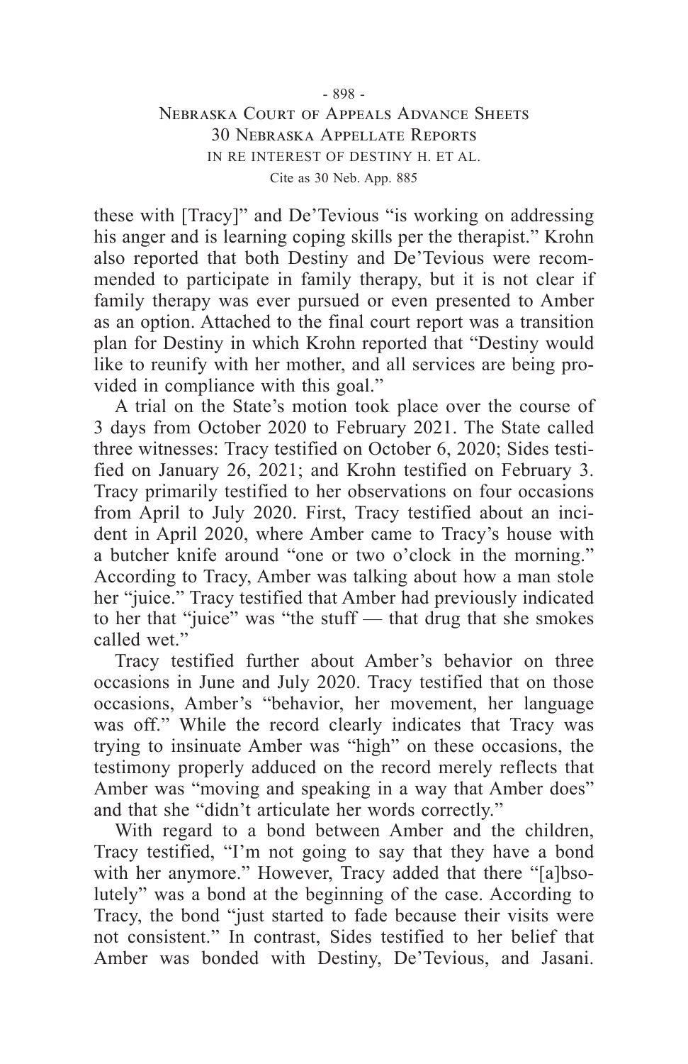these with [Tracy]" and De'Tevious "is working on addressing his anger and is learning coping skills per the therapist." Krohn also reported that both Destiny and De'Tevious were recommended to participate in family therapy, but it is not clear if family therapy was ever pursued or even presented to Amber as an option. Attached to the final court report was a transition plan for Destiny in which Krohn reported that "Destiny would like to reunify with her mother, and all services are being provided in compliance with this goal."

A trial on the State's motion took place over the course of 3 days from October 2020 to February 2021. The State called three witnesses: Tracy testified on October 6, 2020; Sides testified on January 26, 2021; and Krohn testified on February 3. Tracy primarily testified to her observations on four occasions from April to July 2020. First, Tracy testified about an incident in April 2020, where Amber came to Tracy's house with a butcher knife around "one or two o'clock in the morning." According to Tracy, Amber was talking about how a man stole her "juice." Tracy testified that Amber had previously indicated to her that "juice" was "the stuff — that drug that she smokes called wet."

Tracy testified further about Amber's behavior on three occasions in June and July 2020. Tracy testified that on those occasions, Amber's "behavior, her movement, her language was off." While the record clearly indicates that Tracy was trying to insinuate Amber was "high" on these occasions, the testimony properly adduced on the record merely reflects that Amber was "moving and speaking in a way that Amber does" and that she "didn't articulate her words correctly."

With regard to a bond between Amber and the children, Tracy testified, "I'm not going to say that they have a bond with her anymore." However, Tracy added that there "[a]bsolutely" was a bond at the beginning of the case. According to Tracy, the bond "just started to fade because their visits were not consistent." In contrast, Sides testified to her belief that Amber was bonded with Destiny, De'Tevious, and Jasani.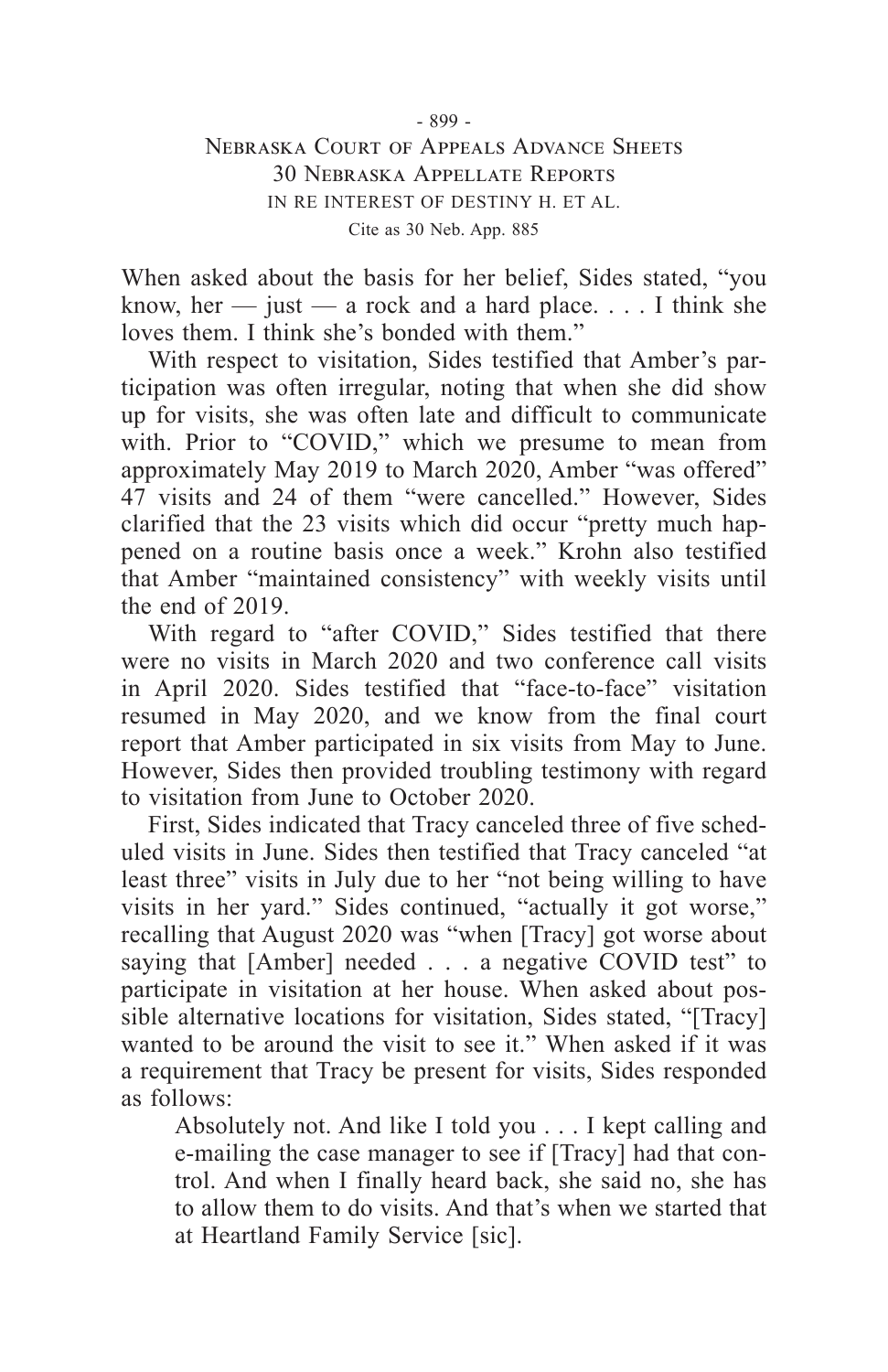When asked about the basis for her belief, Sides stated, "you know, her — just — a rock and a hard place. . . . I think she loves them. I think she's bonded with them."

With respect to visitation, Sides testified that Amber's participation was often irregular, noting that when she did show up for visits, she was often late and difficult to communicate with. Prior to "COVID," which we presume to mean from approximately May 2019 to March 2020, Amber "was offered" 47 visits and 24 of them "were cancelled." However, Sides clarified that the 23 visits which did occur "pretty much happened on a routine basis once a week." Krohn also testified that Amber "maintained consistency" with weekly visits until the end of 2019.

With regard to "after COVID," Sides testified that there were no visits in March 2020 and two conference call visits in April 2020. Sides testified that "face-to-face" visitation resumed in May 2020, and we know from the final court report that Amber participated in six visits from May to June. However, Sides then provided troubling testimony with regard to visitation from June to October 2020.

First, Sides indicated that Tracy canceled three of five scheduled visits in June. Sides then testified that Tracy canceled "at least three" visits in July due to her "not being willing to have visits in her yard." Sides continued, "actually it got worse," recalling that August 2020 was "when [Tracy] got worse about saying that [Amber] needed . . . a negative COVID test" to participate in visitation at her house. When asked about possible alternative locations for visitation, Sides stated, "[Tracy] wanted to be around the visit to see it." When asked if it was a requirement that Tracy be present for visits, Sides responded as follows:

> Absolutely not. And like I told you . . . I kept calling and e-mailing the case manager to see if [Tracy] had that control. And when I finally heard back, she said no, she has to allow them to do visits. And that's when we started that at Heartland Family Service [sic].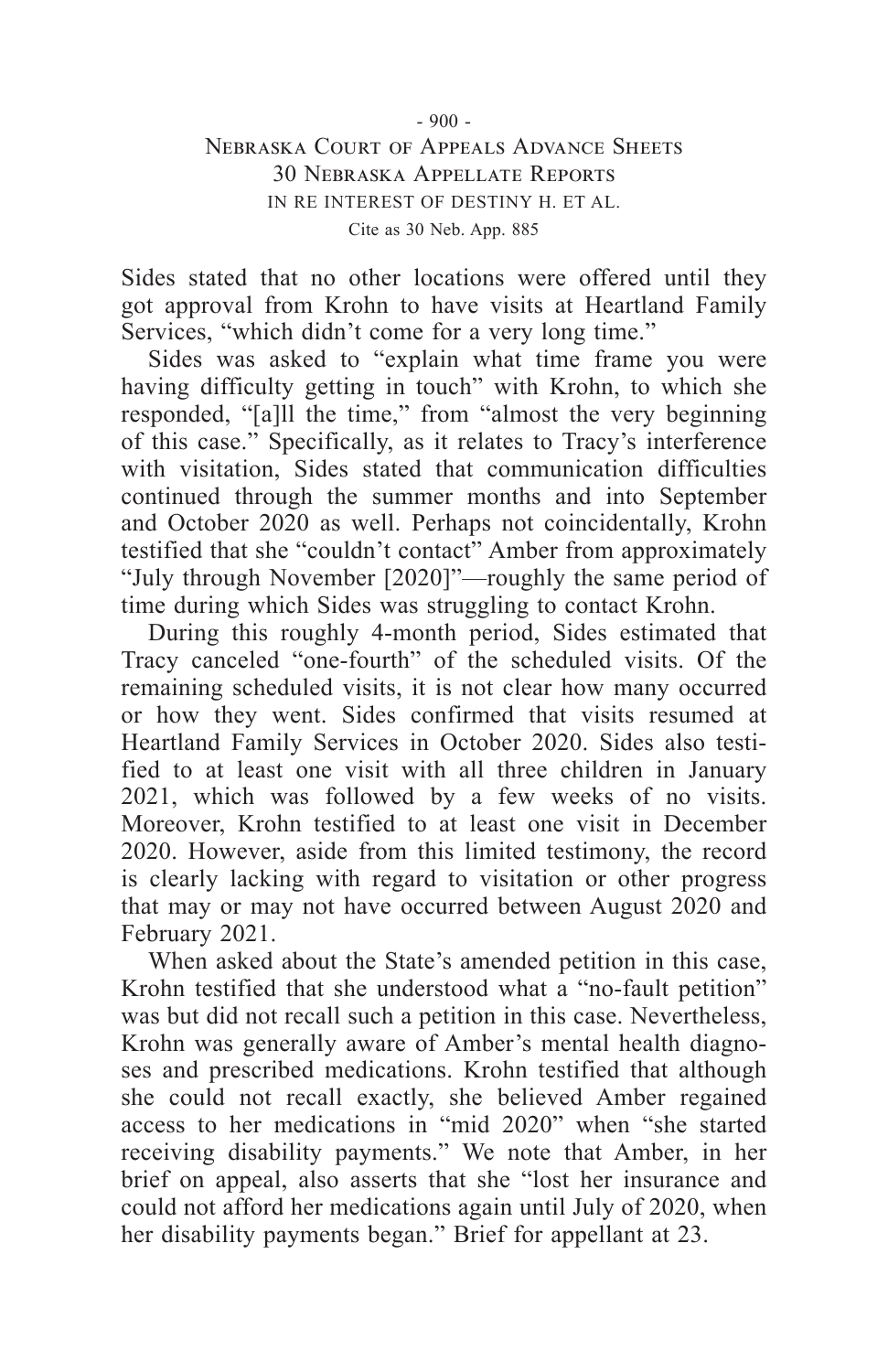Sides stated that no other locations were offered until they got approval from Krohn to have visits at Heartland Family Services, "which didn't come for a very long time."

Sides was asked to "explain what time frame you were having difficulty getting in touch" with Krohn, to which she responded, "[a]ll the time," from "almost the very beginning of this case." Specifically, as it relates to Tracy's interference with visitation, Sides stated that communication difficulties continued through the summer months and into September and October 2020 as well. Perhaps not coincidentally, Krohn testified that she "couldn't contact" Amber from approximately "July through November [2020]"—roughly the same period of time during which Sides was struggling to contact Krohn.

During this roughly 4-month period, Sides estimated that Tracy canceled "one-fourth" of the scheduled visits. Of the remaining scheduled visits, it is not clear how many occurred or how they went. Sides confirmed that visits resumed at Heartland Family Services in October 2020. Sides also testified to at least one visit with all three children in January 2021, which was followed by a few weeks of no visits. Moreover, Krohn testified to at least one visit in December 2020. However, aside from this limited testimony, the record is clearly lacking with regard to visitation or other progress that may or may not have occurred between August 2020 and February 2021.

When asked about the State's amended petition in this case, Krohn testified that she understood what a "no-fault petition" was but did not recall such a petition in this case. Nevertheless, Krohn was generally aware of Amber's mental health diagnoses and prescribed medications. Krohn testified that although she could not recall exactly, she believed Amber regained access to her medications in "mid 2020" when "she started receiving disability payments." We note that Amber, in her brief on appeal, also asserts that she "lost her insurance and could not afford her medications again until July of 2020, when her disability payments began." Brief for appellant at 23.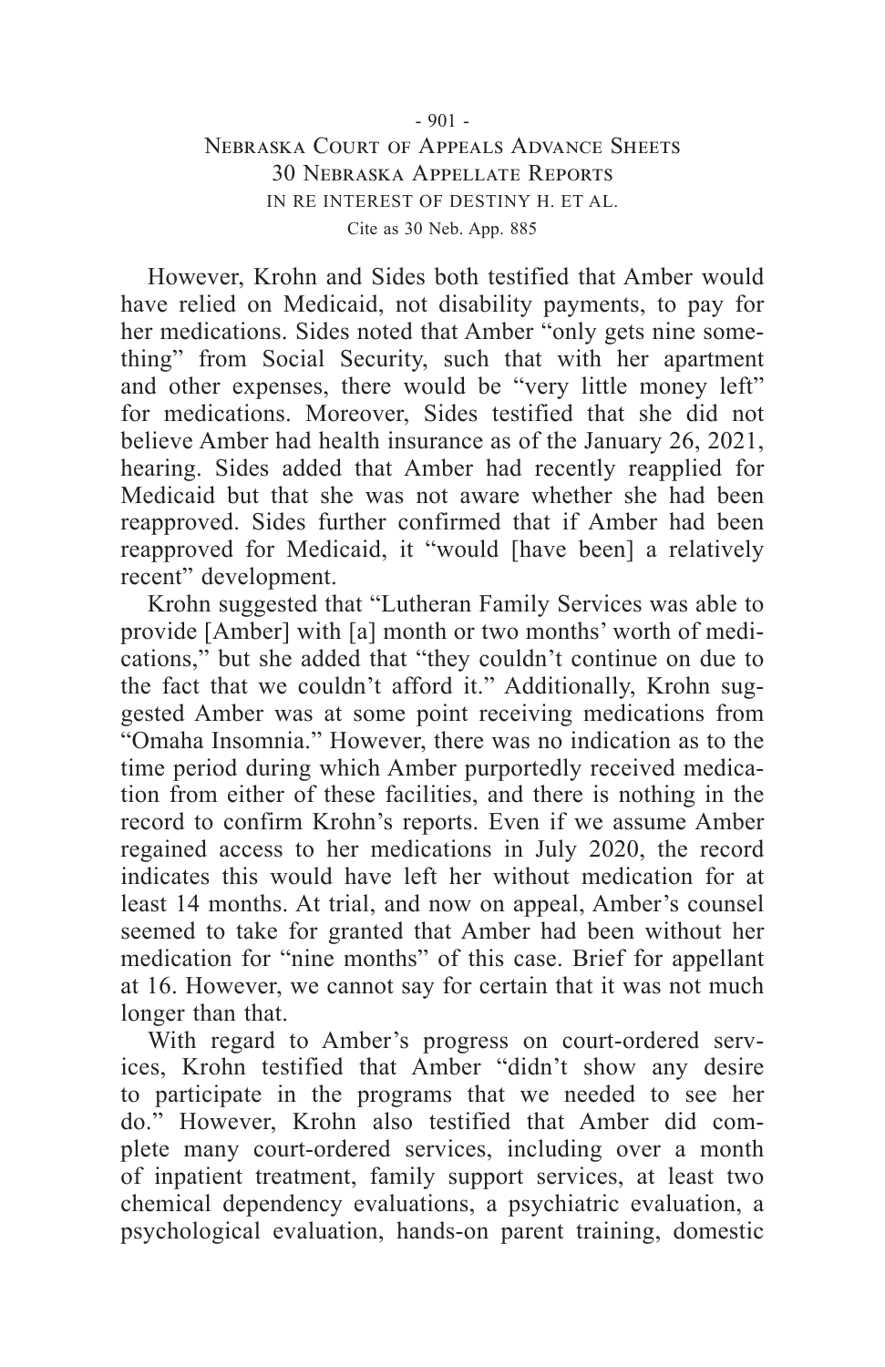However, Krohn and Sides both testified that Amber would have relied on Medicaid, not disability payments, to pay for her medications. Sides noted that Amber "only gets nine something" from Social Security, such that with her apartment and other expenses, there would be "very little money left" for medications. Moreover, Sides testified that she did not believe Amber had health insurance as of the January 26, 2021, hearing. Sides added that Amber had recently reapplied for Medicaid but that she was not aware whether she had been reapproved. Sides further confirmed that if Amber had been reapproved for Medicaid, it "would [have been] a relatively recent" development.

Krohn suggested that "Lutheran Family Services was able to provide [Amber] with [a] month or two months' worth of medications," but she added that "they couldn't continue on due to the fact that we couldn't afford it." Additionally, Krohn suggested Amber was at some point receiving medications from "Omaha Insomnia." However, there was no indication as to the time period during which Amber purportedly received medication from either of these facilities, and there is nothing in the record to confirm Krohn's reports. Even if we assume Amber regained access to her medications in July 2020, the record indicates this would have left her without medication for at least 14 months. At trial, and now on appeal, Amber's counsel seemed to take for granted that Amber had been without her medication for "nine months" of this case. Brief for appellant at 16. However, we cannot say for certain that it was not much longer than that.

With regard to Amber's progress on court-ordered services, Krohn testified that Amber "didn't show any desire to participate in the programs that we needed to see her do." However, Krohn also testified that Amber did complete many court-ordered services, including over a month of inpatient treatment, family support services, at least two chemical dependency evaluations, a psychiatric evaluation, a psychological evaluation, hands-on parent training, domestic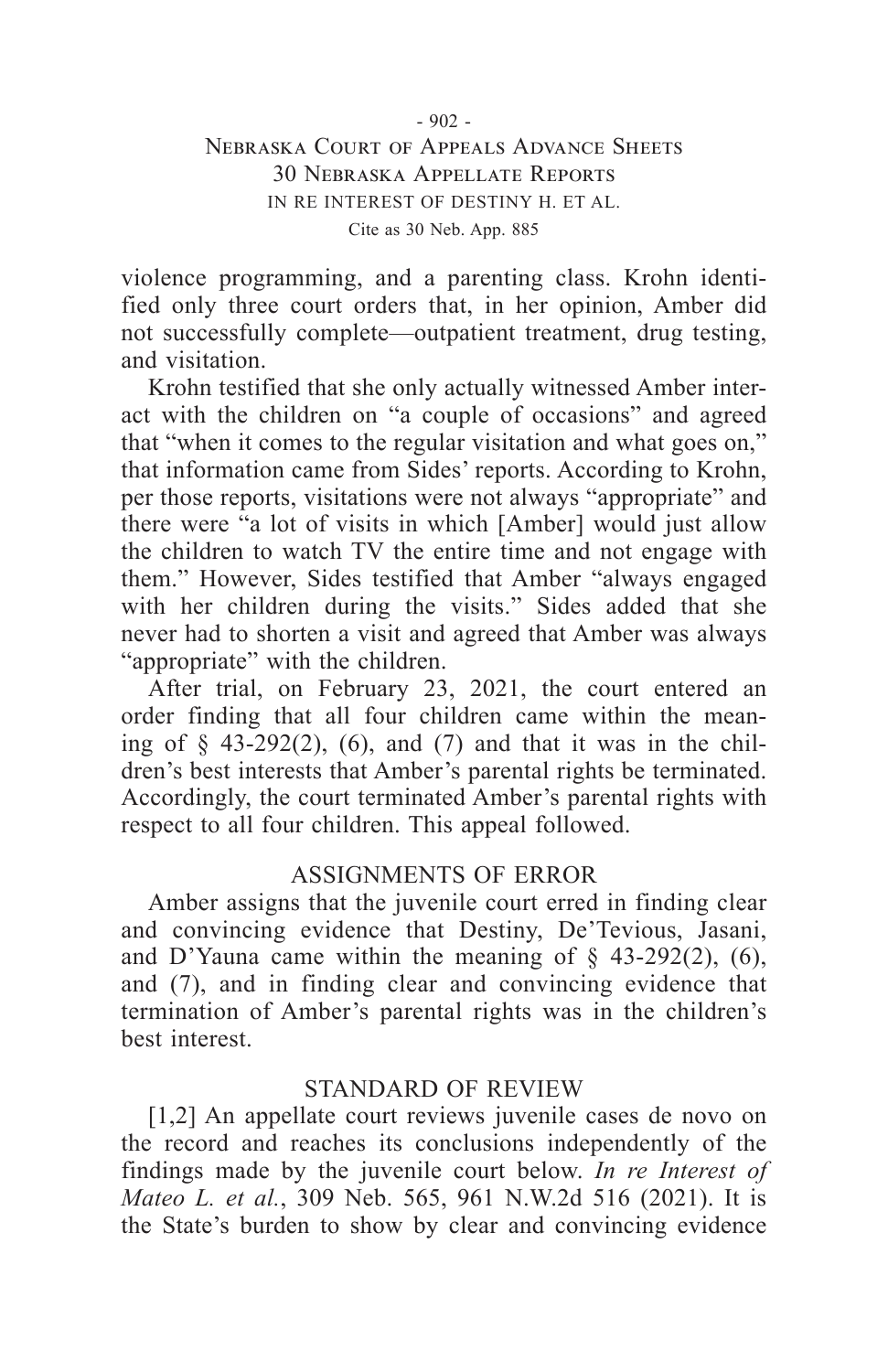violence programming, and a parenting class. Krohn identified only three court orders that, in her opinion, Amber did not successfully complete—outpatient treatment, drug testing, and visitation.

Krohn testified that she only actually witnessed Amber interact with the children on "a couple of occasions" and agreed that "when it comes to the regular visitation and what goes on," that information came from Sides' reports. According to Krohn, per those reports, visitations were not always "appropriate" and there were "a lot of visits in which [Amber] would just allow the children to watch TV the entire time and not engage with them." However, Sides testified that Amber "always engaged with her children during the visits." Sides added that she never had to shorten a visit and agreed that Amber was always "appropriate" with the children.

After trial, on February 23, 2021, the court entered an order finding that all four children came within the meaning of § 43-292(2), (6), and (7) and that it was in the children's best interests that Amber's parental rights be terminated. Accordingly, the court terminated Amber's parental rights with respect to all four children. This appeal followed.

## ASSIGNMENTS OF ERROR

Amber assigns that the juvenile court erred in finding clear and convincing evidence that Destiny, De'Tevious, Jasani, and D'Yauna came within the meaning of § 43-292(2), (6), and (7), and in finding clear and convincing evidence that termination of Amber's parental rights was in the children's best interest.

## STANDARD OF REVIEW

[1,2] An appellate court reviews juvenile cases de novo on the record and reaches its conclusions independently of the findings made by the juvenile court below. *In re Interest of Mateo L. et al.*, 309 Neb. 565, 961 N.W.2d 516 (2021). It is the State's burden to show by clear and convincing evidence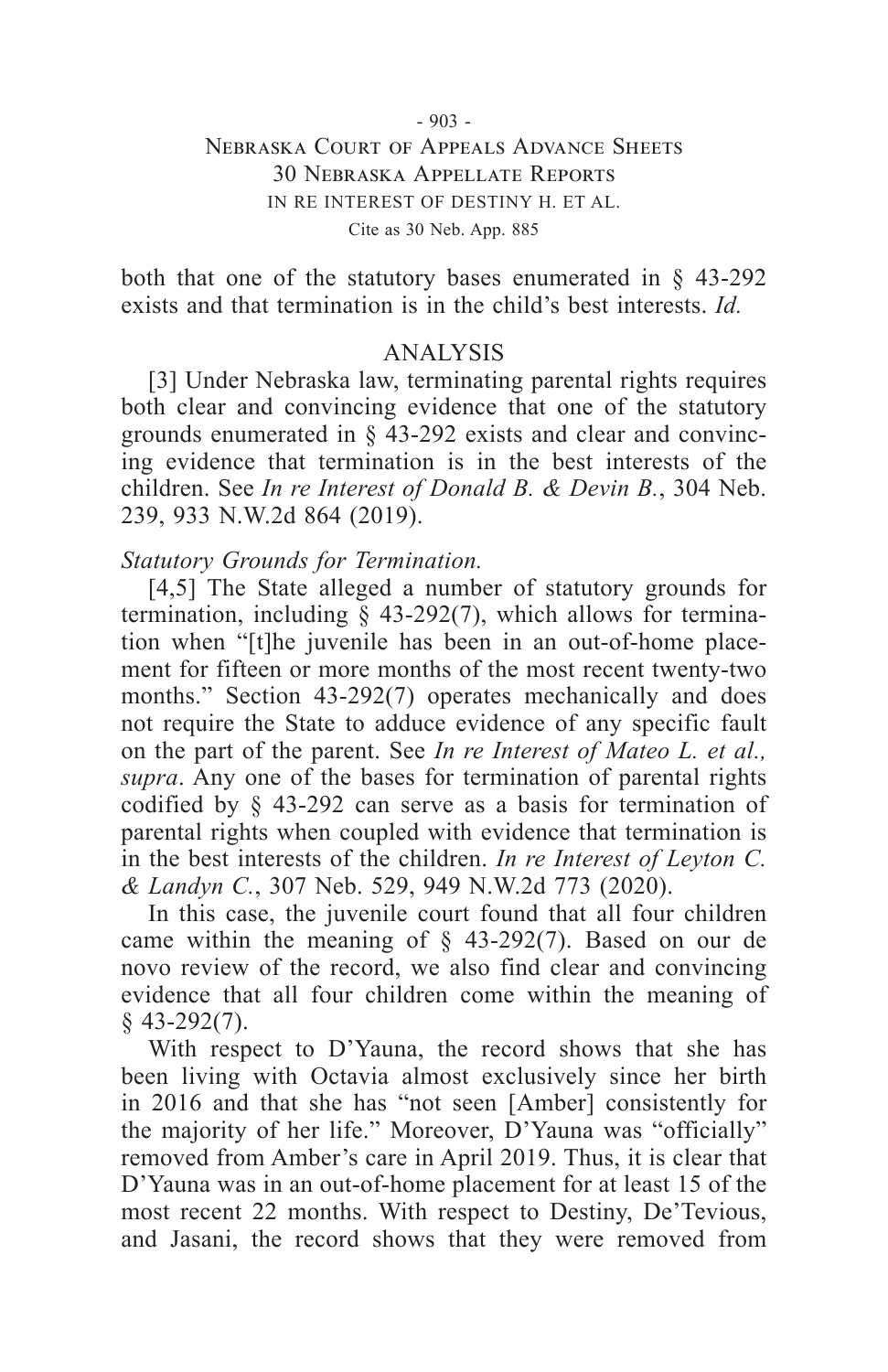both that one of the statutory bases enumerated in § 43-292 exists and that termination is in the child's best interests. *Id.*

## ANALYSIS

[3] Under Nebraska law, terminating parental rights requires both clear and convincing evidence that one of the statutory grounds enumerated in § 43-292 exists and clear and convincing evidence that termination is in the best interests of the children. See *In re Interest of Donald B. & Devin B.*, 304 Neb. 239, 933 N.W.2d 864 (2019).

*Statutory Grounds for Termination.*

[4,5] The State alleged a number of statutory grounds for termination, including § 43-292(7), which allows for termination when "[t]he juvenile has been in an out-of-home placement for fifteen or more months of the most recent twenty-two months." Section 43-292(7) operates mechanically and does not require the State to adduce evidence of any specific fault on the part of the parent. See *In re Interest of Mateo L. et al., supra*. Any one of the bases for termination of parental rights codified by § 43-292 can serve as a basis for termination of parental rights when coupled with evidence that termination is in the best interests of the children. *In re Interest of Leyton C. & Landyn C.*, 307 Neb. 529, 949 N.W.2d 773 (2020).

In this case, the juvenile court found that all four children came within the meaning of § 43-292(7). Based on our de novo review of the record, we also find clear and convincing evidence that all four children come within the meaning of § 43-292(7).

With respect to D'Yauna, the record shows that she has been living with Octavia almost exclusively since her birth in 2016 and that she has "not seen [Amber] consistently for the majority of her life." Moreover, D'Yauna was "officially" removed from Amber's care in April 2019. Thus, it is clear that D'Yauna was in an out-of-home placement for at least 15 of the most recent 22 months. With respect to Destiny, De'Tevious, and Jasani, the record shows that they were removed from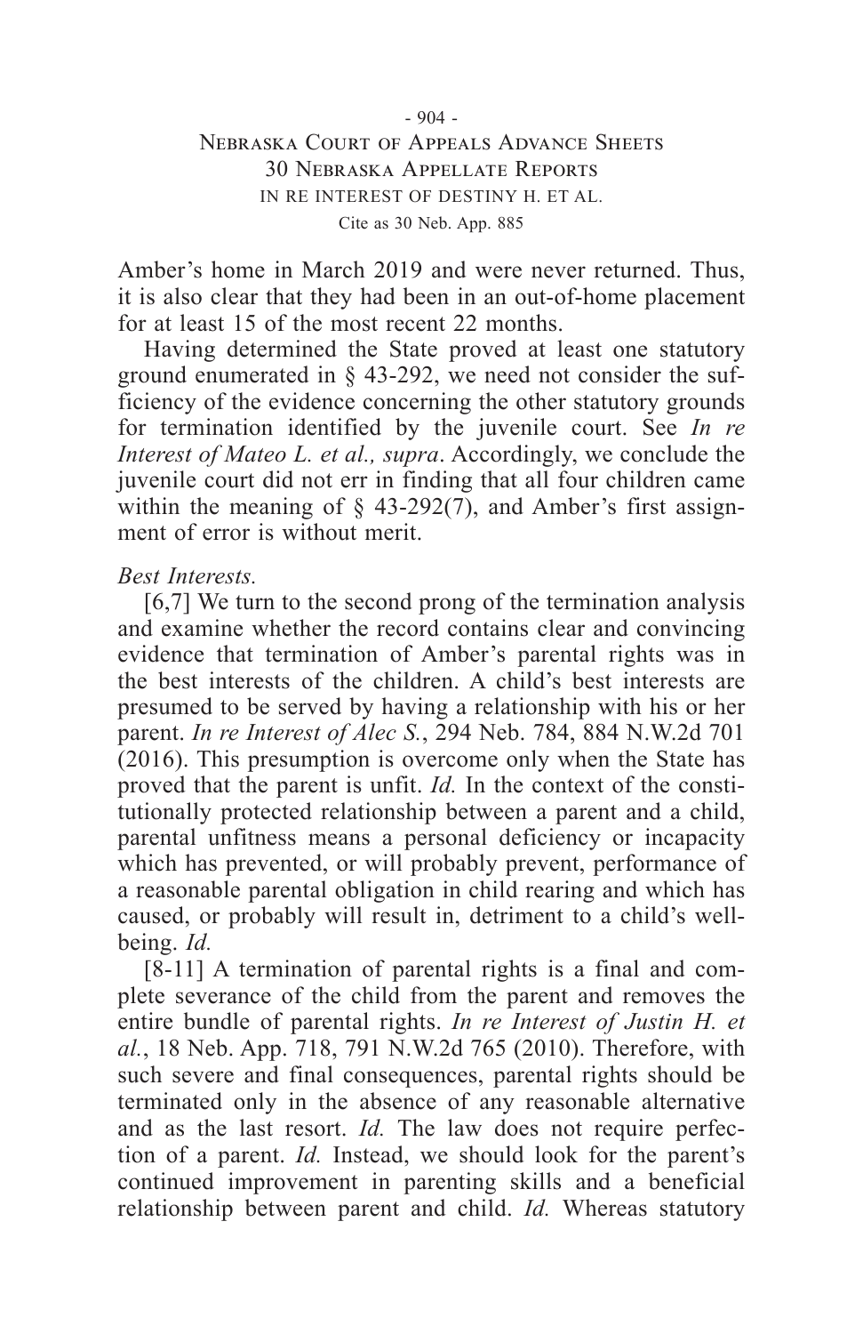Amber's home in March 2019 and were never returned. Thus, it is also clear that they had been in an out-of-home placement for at least 15 of the most recent 22 months.

Having determined the State proved at least one statutory ground enumerated in § 43-292, we need not consider the sufficiency of the evidence concerning the other statutory grounds for termination identified by the juvenile court. See *In re Interest of Mateo L. et al., supra*. Accordingly, we conclude the juvenile court did not err in finding that all four children came within the meaning of § 43-292(7), and Amber's first assignment of error is without merit.

*Best Interests.*

[6,7] We turn to the second prong of the termination analysis and examine whether the record contains clear and convincing evidence that termination of Amber's parental rights was in the best interests of the children. A child's best interests are presumed to be served by having a relationship with his or her parent. *In re Interest of Alec S.*, 294 Neb. 784, 884 N.W.2d 701 (2016). This presumption is overcome only when the State has proved that the parent is unfit. *Id.* In the context of the constitutionally protected relationship between a parent and a child, parental unfitness means a personal deficiency or incapacity which has prevented, or will probably prevent, performance of a reasonable parental obligation in child rearing and which has caused, or probably will result in, detriment to a child's well-being. *Id.*

[8-11] A termination of parental rights is a final and complete severance of the child from the parent and removes the entire bundle of parental rights. *In re Interest of Justin H. et al.*, 18 Neb. App. 718, 791 N.W.2d 765 (2010). Therefore, with such severe and final consequences, parental rights should be terminated only in the absence of any reasonable alternative and as the last resort. *Id.* The law does not require perfection of a parent. *Id.* Instead, we should look for the parent's continued improvement in parenting skills and a beneficial relationship between parent and child. *Id.* Whereas statutory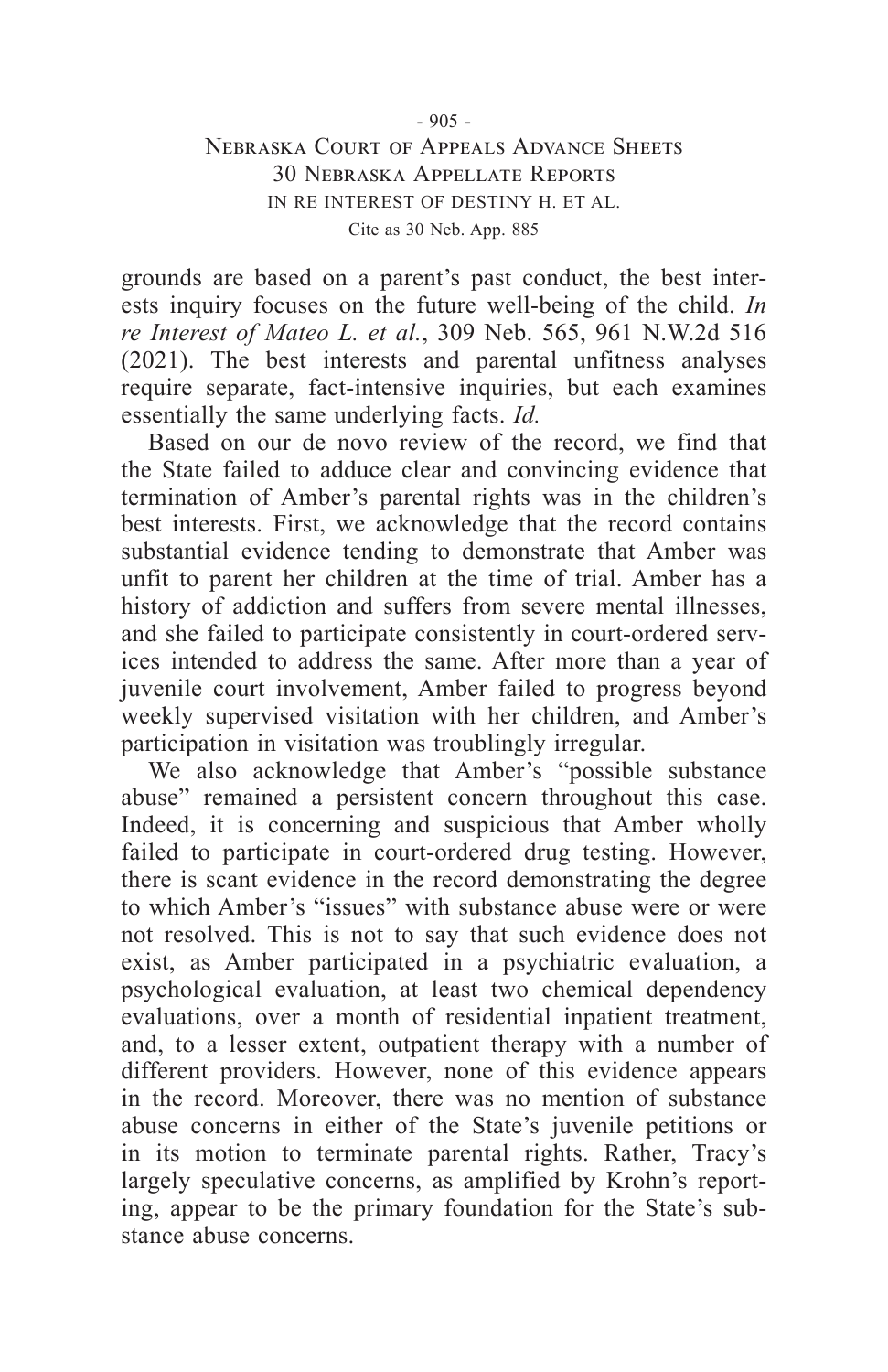grounds are based on a parent's past conduct, the best interests inquiry focuses on the future well-being of the child. *In re Interest of Mateo L. et al.*, 309 Neb. 565, 961 N.W.2d 516 (2021). The best interests and parental unfitness analyses require separate, fact-intensive inquiries, but each examines essentially the same underlying facts. *Id.*

Based on our de novo review of the record, we find that the State failed to adduce clear and convincing evidence that termination of Amber's parental rights was in the children's best interests. First, we acknowledge that the record contains substantial evidence tending to demonstrate that Amber was unfit to parent her children at the time of trial. Amber has a history of addiction and suffers from severe mental illnesses, and she failed to participate consistently in court-ordered services intended to address the same. After more than a year of juvenile court involvement, Amber failed to progress beyond weekly supervised visitation with her children, and Amber's participation in visitation was troublingly irregular.

We also acknowledge that Amber's "possible substance abuse" remained a persistent concern throughout this case. Indeed, it is concerning and suspicious that Amber wholly failed to participate in court-ordered drug testing. However, there is scant evidence in the record demonstrating the degree to which Amber's "issues" with substance abuse were or were not resolved. This is not to say that such evidence does not exist, as Amber participated in a psychiatric evaluation, a psychological evaluation, at least two chemical dependency evaluations, over a month of residential inpatient treatment, and, to a lesser extent, outpatient therapy with a number of different providers. However, none of this evidence appears in the record. Moreover, there was no mention of substance abuse concerns in either of the State's juvenile petitions or in its motion to terminate parental rights. Rather, Tracy's largely speculative concerns, as amplified by Krohn's reporting, appear to be the primary foundation for the State's substance abuse concerns.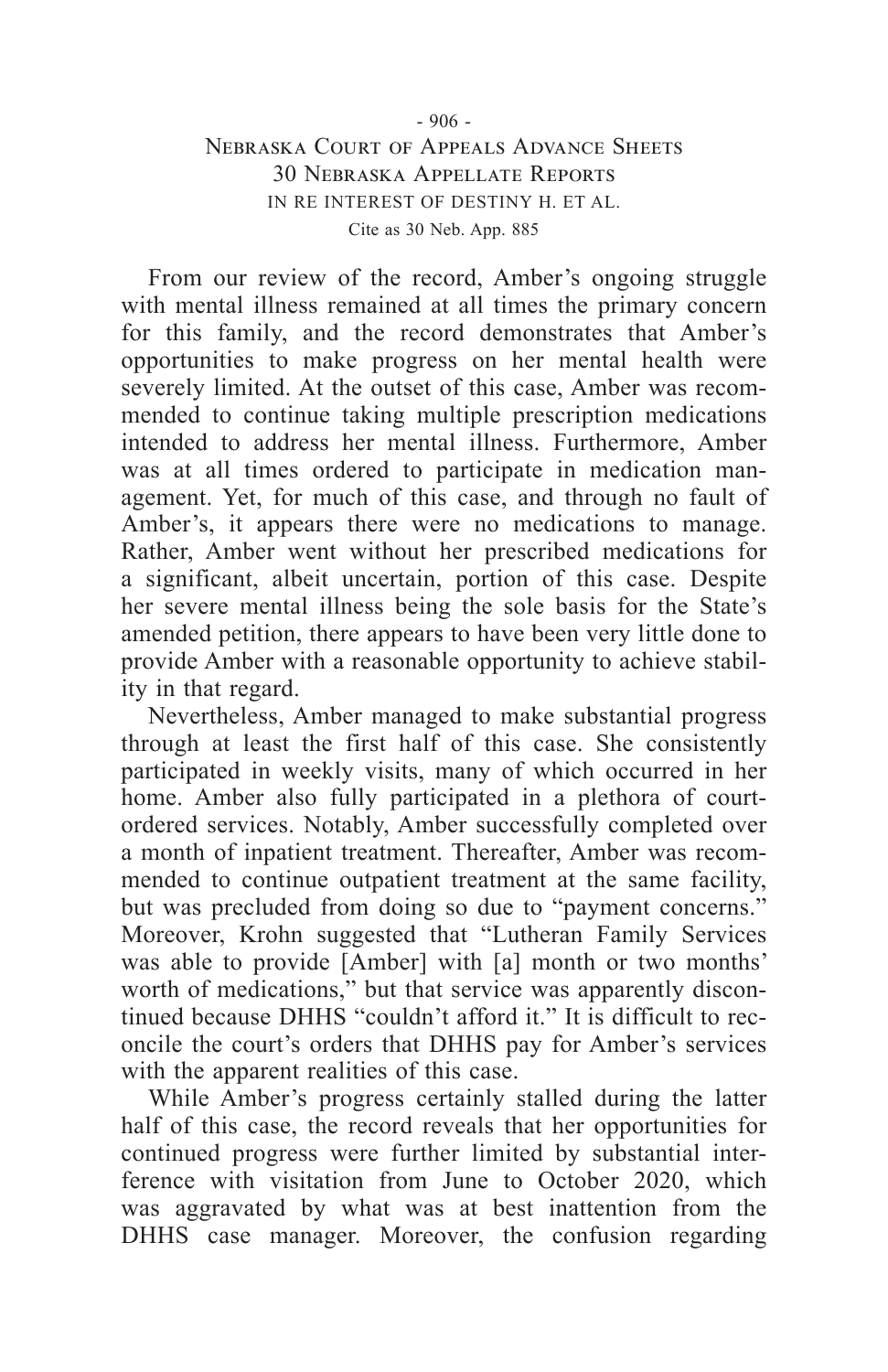From our review of the record, Amber's ongoing struggle with mental illness remained at all times the primary concern for this family, and the record demonstrates that Amber's opportunities to make progress on her mental health were severely limited. At the outset of this case, Amber was recommended to continue taking multiple prescription medications intended to address her mental illness. Furthermore, Amber was at all times ordered to participate in medication management. Yet, for much of this case, and through no fault of Amber's, it appears there were no medications to manage. Rather, Amber went without her prescribed medications for a significant, albeit uncertain, portion of this case. Despite her severe mental illness being the sole basis for the State's amended petition, there appears to have been very little done to provide Amber with a reasonable opportunity to achieve stability in that regard.

Nevertheless, Amber managed to make substantial progress through at least the first half of this case. She consistently participated in weekly visits, many of which occurred in her home. Amber also fully participated in a plethora of court-ordered services. Notably, Amber successfully completed over a month of inpatient treatment. Thereafter, Amber was recommended to continue outpatient treatment at the same facility, but was precluded from doing so due to "payment concerns." Moreover, Krohn suggested that "Lutheran Family Services was able to provide [Amber] with [a] month or two months' worth of medications," but that service was apparently discontinued because DHHS "couldn't afford it." It is difficult to reconcile the court's orders that DHHS pay for Amber's services with the apparent realities of this case.

While Amber's progress certainly stalled during the latter half of this case, the record reveals that her opportunities for continued progress were further limited by substantial interference with visitation from June to October 2020, which was aggravated by what was at best inattention from the DHHS case manager. Moreover, the confusion regarding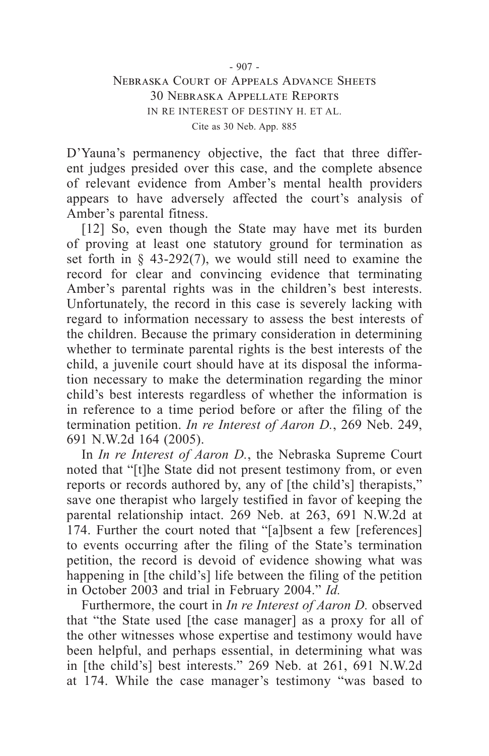D'Yauna's permanency objective, the fact that three different judges presided over this case, and the complete absence of relevant evidence from Amber's mental health providers appears to have adversely affected the court's analysis of Amber's parental fitness.

[12] So, even though the State may have met its burden of proving at least one statutory ground for termination as set forth in § 43-292(7), we would still need to examine the record for clear and convincing evidence that terminating Amber's parental rights was in the children's best interests. Unfortunately, the record in this case is severely lacking with regard to information necessary to assess the best interests of the children. Because the primary consideration in determining whether to terminate parental rights is the best interests of the child, a juvenile court should have at its disposal the information necessary to make the determination regarding the minor child's best interests regardless of whether the information is in reference to a time period before or after the filing of the termination petition. *In re Interest of Aaron D.*, 269 Neb. 249, 691 N.W.2d 164 (2005).

In *In re Interest of Aaron D.*, the Nebraska Supreme Court noted that "[t]he State did not present testimony from, or even reports or records authored by, any of [the child's] therapists," save one therapist who largely testified in favor of keeping the parental relationship intact. 269 Neb. at 263, 691 N.W.2d at 174. Further the court noted that "[a]bsent a few [references] to events occurring after the filing of the State's termination petition, the record is devoid of evidence showing what was happening in [the child's] life between the filing of the petition in October 2003 and trial in February 2004." *Id.*

Furthermore, the court in *In re Interest of Aaron D.* observed that "the State used [the case manager] as a proxy for all of the other witnesses whose expertise and testimony would have been helpful, and perhaps essential, in determining what was in [the child's] best interests." 269 Neb. at 261, 691 N.W.2d at 174. While the case manager's testimony "was based to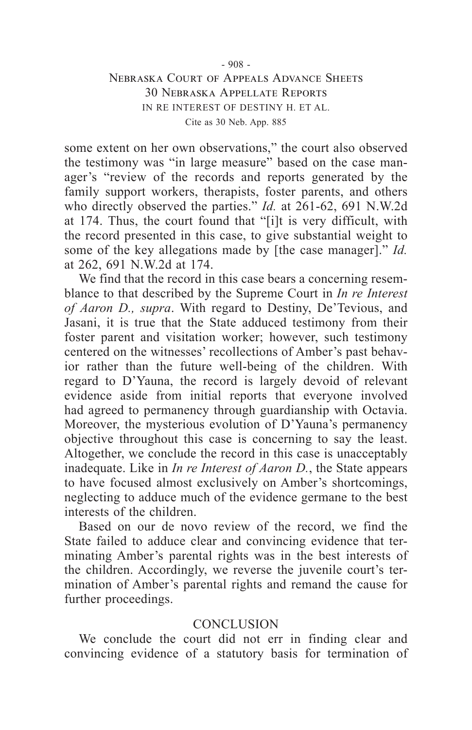some extent on her own observations," the court also observed the testimony was "in large measure" based on the case manager's "review of the records and reports generated by the family support workers, therapists, foster parents, and others who directly observed the parties." *Id.* at 261-62, 691 N.W.2d at 174. Thus, the court found that "[i]t is very difficult, with the record presented in this case, to give substantial weight to some of the key allegations made by [the case manager]." *Id.* at 262, 691 N.W.2d at 174.

We find that the record in this case bears a concerning resemblance to that described by the Supreme Court in *In re Interest of Aaron D., supra*. With regard to Destiny, De'Tevious, and Jasani, it is true that the State adduced testimony from their foster parent and visitation worker; however, such testimony centered on the witnesses' recollections of Amber's past behavior rather than the future well-being of the children. With regard to D'Yauna, the record is largely devoid of relevant evidence aside from initial reports that everyone involved had agreed to permanency through guardianship with Octavia. Moreover, the mysterious evolution of D'Yauna's permanency objective throughout this case is concerning to say the least. Altogether, we conclude the record in this case is unacceptably inadequate. Like in *In re Interest of Aaron D.*, the State appears to have focused almost exclusively on Amber's shortcomings, neglecting to adduce much of the evidence germane to the best interests of the children.

Based on our de novo review of the record, we find the State failed to adduce clear and convincing evidence that terminating Amber's parental rights was in the best interests of the children. Accordingly, we reverse the juvenile court's termination of Amber's parental rights and remand the cause for further proceedings.

## CONCLUSION

We conclude the court did not err in finding clear and convincing evidence of a statutory basis for termination of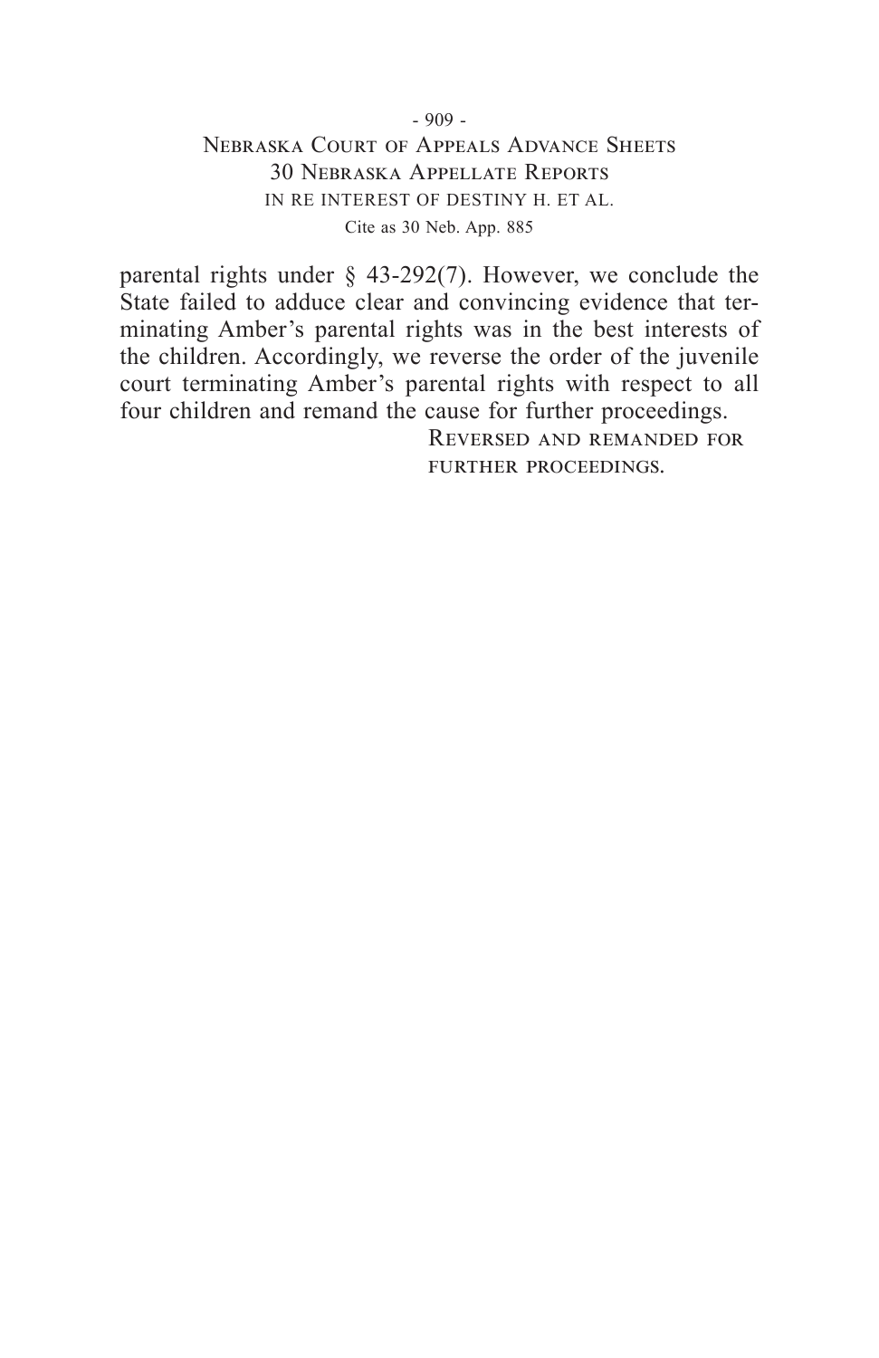parental rights under § 43-292(7). However, we conclude the State failed to adduce clear and convincing evidence that terminating Amber's parental rights was in the best interests of the children. Accordingly, we reverse the order of the juvenile court terminating Amber's parental rights with respect to all four children and remand the cause for further proceedings.

REVERSED AND REMANDED FOR FURTHER PROCEEDINGS.